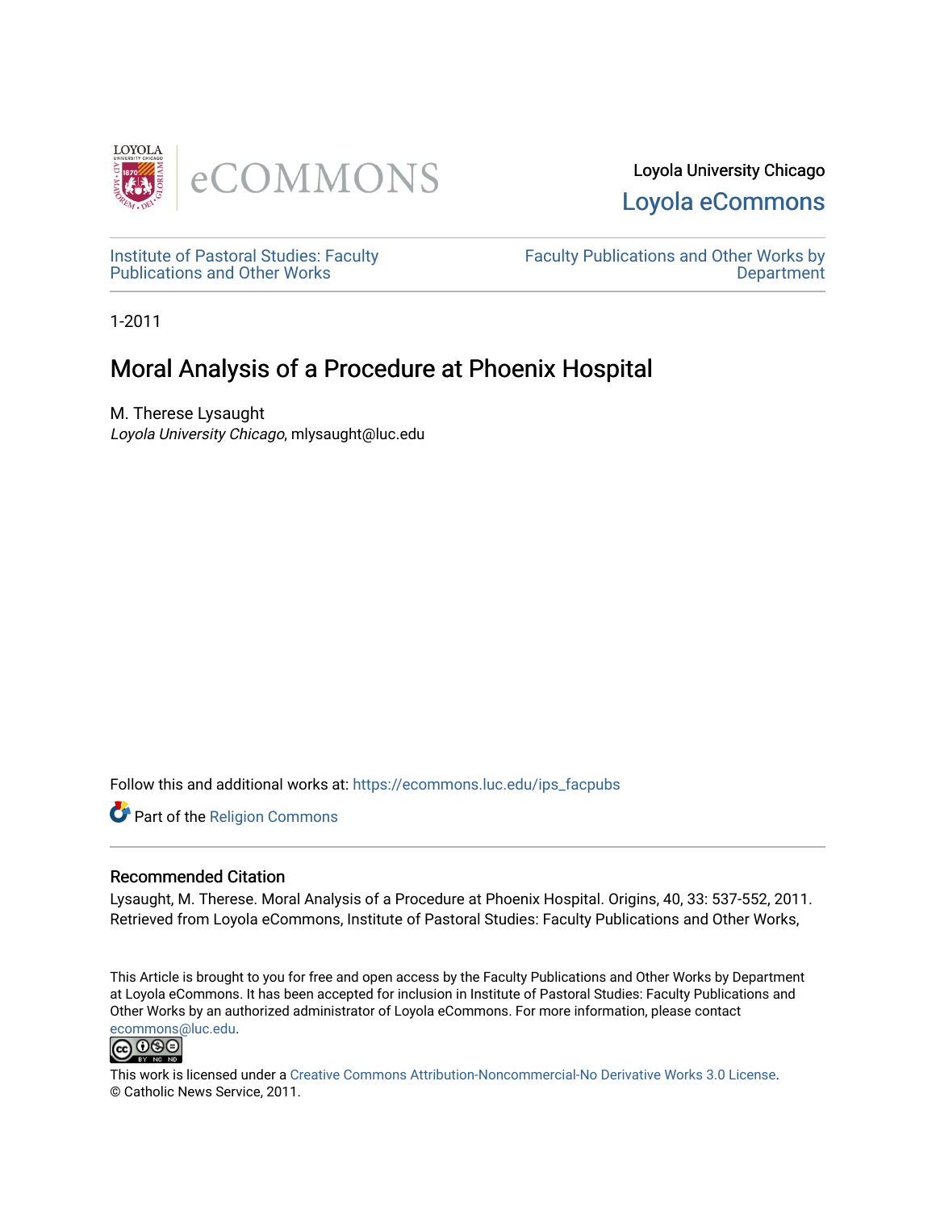Loyola University Chicago

Loyola eCommons

Institute of Pastoral Studies: Faculty Publications and Other Works

Faculty Publications and Other Works by Department

1-2011

# Moral Analysis of a Procedure at Phoenix Hospital

M. Therese Lysaught

*Loyola University Chicago*, mlysaught@luc.edu

Follow this and additional works at: https://ecommons.luc.edu/ips_facpubs

Part of the Religion Commons

### Recommended Citation

Lysaught, M. Therese. Moral Analysis of a Procedure at Phoenix Hospital. Origins, 40, 33: 537-552, 2011. Retrieved from Loyola eCommons, Institute of Pastoral Studies: Faculty Publications and Other Works,

This Article is brought to you for free and open access by the Faculty Publications and Other Works by Department at Loyola eCommons. It has been accepted for inclusion in Institute of Pastoral Studies: Faculty Publications and Other Works by an authorized administrator of Loyola eCommons. For more information, please contact ecommons@luc.edu.

This work is licensed under a Creative Commons Attribution-Noncommercial-No Derivative Works 3.0 License.
© Catholic News Service, 2011.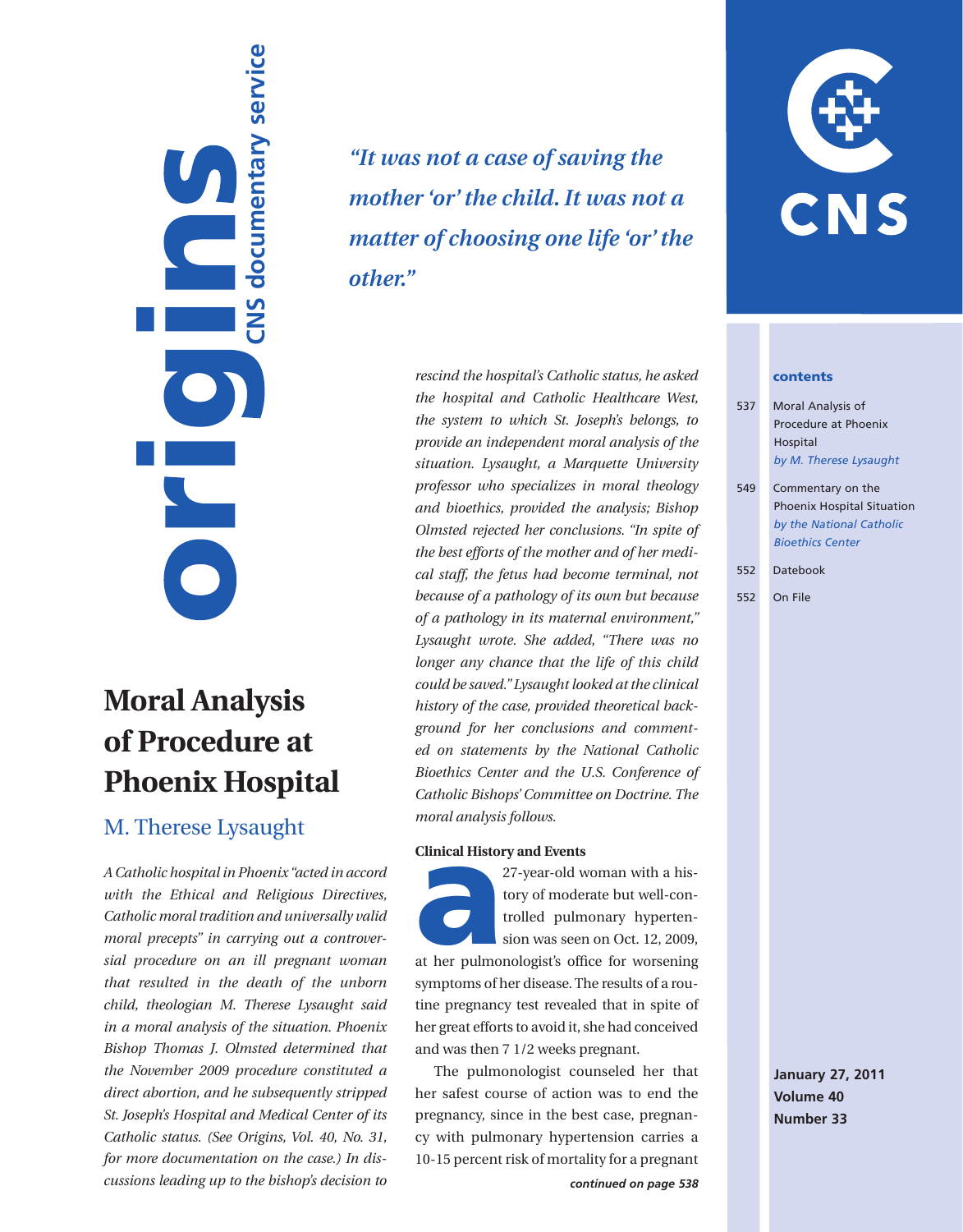*"It was not a case of saving the mother 'or' the child. It was not a matter of choosing one life 'or' the other."*

# Moral Analysis of Procedure at Phoenix Hospital

## M. Therese Lysaught

*A Catholic hospital in Phoenix "acted in accord with the Ethical and Religious Directives, Catholic moral tradition and universally valid moral precepts" in carrying out a controversial procedure on an ill pregnant woman that resulted in the death of the unborn child, theologian M. Therese Lysaught said in a moral analysis of the situation. Phoenix Bishop Thomas J. Olmsted determined that the November 2009 procedure constituted a direct abortion, and he subsequently stripped St. Joseph's Hospital and Medical Center of its Catholic status. (See Origins, Vol. 40, No. 31, for more documentation on the case.) In discussions leading up to the bishop's decision to rescind the hospital's Catholic status, he asked the hospital and Catholic Healthcare West, the system to which St. Joseph's belongs, to provide an independent moral analysis of the situation. Lysaught, a Marquette University professor who specializes in moral theology and bioethics, provided the analysis; Bishop Olmsted rejected her conclusions. "In spite of the best efforts of the mother and of her medical staff, the fetus had become terminal, not because of a pathology of its own but because of a pathology in its maternal environment," Lysaught wrote. She added, "There was no longer any chance that the life of this child could be saved." Lysaught looked at the clinical history of the case, provided theoretical background for her conclusions and commented on statements by the National Catholic Bioethics Center and the U.S. Conference of Catholic Bishops' Committee on Doctrine. The moral analysis follows.*

**Clinical History and Events**

A 27-year-old woman with a history of moderate but well-controlled pulmonary hypertension was seen on Oct. 12, 2009, at her pulmonologist's office for worsening symptoms of her disease. The results of a routine pregnancy test revealed that in spite of her great efforts to avoid it, she had conceived and was then 7 1/2 weeks pregnant.

The pulmonologist counseled her that her safest course of action was to end the pregnancy, since in the best case, pregnancy with pulmonary hypertension carries a 10-15 percent risk of mortality for a pregnant

*continued on page 538*

**contents**

- 537 Moral Analysis of Procedure at Phoenix Hospital *by M. Therese Lysaught*
- 549 Commentary on the Phoenix Hospital Situation *by the National Catholic Bioethics Center*
- 552 Datebook
- 552 On File

**January 27, 2011**
**Volume 40**
**Number 33**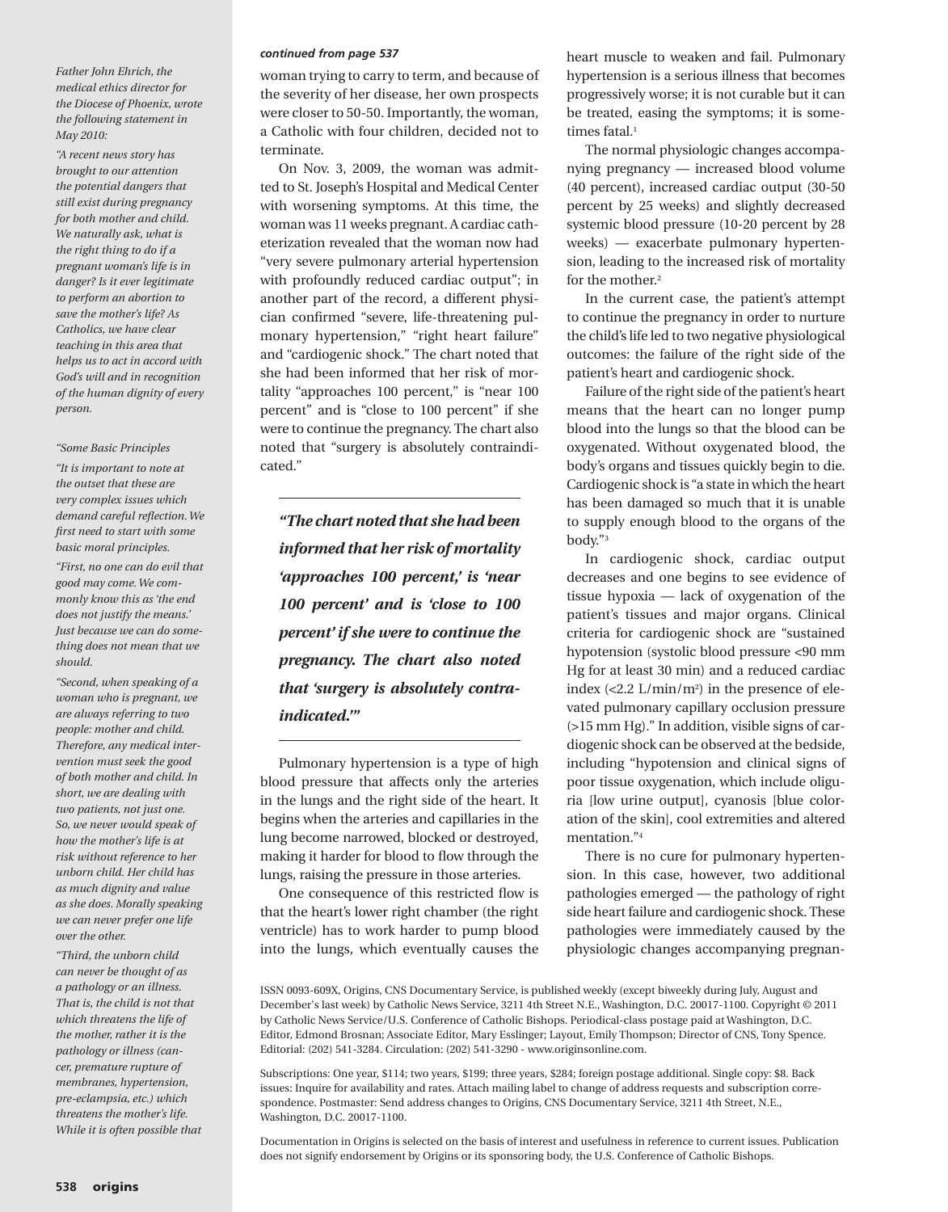*Father John Ehrich, the medical ethics director for the Diocese of Phoenix, wrote the following statement in May 2010:*

*"A recent news story has brought to our attention the potential dangers that still exist during pregnancy for both mother and child. We naturally ask, what is the right thing to do if a pregnant woman's life is in danger? Is it ever legitimate to perform an abortion to save the mother's life? As Catholics, we have clear teaching in this area that helps us to act in accord with God's will and in recognition of the human dignity of every person.*

*"Some Basic Principles*

*"It is important to note at the outset that these are very complex issues which demand careful reflection. We first need to start with some basic moral principles.*

*"First, no one can do evil that good may come. We commonly know this as 'the end does not justify the means.' Just because we can do something does not mean that we should.*

*"Second, when speaking of a woman who is pregnant, we are always referring to two people: mother and child. Therefore, any medical intervention must seek the good of both mother and child. In short, we are dealing with two patients, not just one. So, we never would speak of how the mother's life is at risk without reference to her unborn child. Her child has as much dignity and value as she does. Morally speaking we can never prefer one life over the other.*

*"Third, the unborn child can never be thought of as a pathology or an illness. That is, the child is not that which threatens the life of the mother, rather it is the pathology or illness (cancer, premature rupture of membranes, hypertension, pre-eclampsia, etc.) which threatens the mother's life. While it is often possible that*

***continued from page 537***

woman trying to carry to term, and because of the severity of her disease, her own prospects were closer to 50-50. Importantly, the woman, a Catholic with four children, decided not to terminate.

On Nov. 3, 2009, the woman was admitted to St. Joseph's Hospital and Medical Center with worsening symptoms. At this time, the woman was 11 weeks pregnant. A cardiac catheterization revealed that the woman now had "very severe pulmonary arterial hypertension with profoundly reduced cardiac output"; in another part of the record, a different physician confirmed "severe, life-threatening pulmonary hypertension," "right heart failure" and "cardiogenic shock." The chart noted that she had been informed that her risk of mortality "approaches 100 percent," is "near 100 percent" and is "close to 100 percent" if she were to continue the pregnancy. The chart also noted that "surgery is absolutely contraindicated."

> ***"The chart noted that she had been informed that her risk of mortality 'approaches 100 percent,' is 'near 100 percent' and is 'close to 100 percent' if she were to continue the pregnancy. The chart also noted that 'surgery is absolutely contraindicated.'"***

Pulmonary hypertension is a type of high blood pressure that affects only the arteries in the lungs and the right side of the heart. It begins when the arteries and capillaries in the lung become narrowed, blocked or destroyed, making it harder for blood to flow through the lungs, raising the pressure in those arteries.

One consequence of this restricted flow is that the heart's lower right chamber (the right ventricle) has to work harder to pump blood into the lungs, which eventually causes the heart muscle to weaken and fail. Pulmonary hypertension is a serious illness that becomes progressively worse; it is not curable but it can be treated, easing the symptoms; it is sometimes fatal.[1]

The normal physiologic changes accompanying pregnancy — increased blood volume (40 percent), increased cardiac output (30-50 percent by 25 weeks) and slightly decreased systemic blood pressure (10-20 percent by 28 weeks) — exacerbate pulmonary hypertension, leading to the increased risk of mortality for the mother.[2]

In the current case, the patient's attempt to continue the pregnancy in order to nurture the child's life led to two negative physiological outcomes: the failure of the right side of the patient's heart and cardiogenic shock.

Failure of the right side of the patient's heart means that the heart can no longer pump blood into the lungs so that the blood can be oxygenated. Without oxygenated blood, the body's organs and tissues quickly begin to die. Cardiogenic shock is "a state in which the heart has been damaged so much that it is unable to supply enough blood to the organs of the body."[3]

In cardiogenic shock, cardiac output decreases and one begins to see evidence of tissue hypoxia — lack of oxygenation of the patient's tissues and major organs. Clinical criteria for cardiogenic shock are "sustained hypotension (systolic blood pressure <90 mm Hg for at least 30 min) and a reduced cardiac index (<2.2 L/min/m$^2$) in the presence of elevated pulmonary capillary occlusion pressure (>15 mm Hg)." In addition, visible signs of cardiogenic shock can be observed at the bedside, including "hypotension and clinical signs of poor tissue oxygenation, which include oliguria [low urine output], cyanosis [blue coloration of the skin], cool extremities and altered mentation."[4]

There is no cure for pulmonary hypertension. In this case, however, two additional pathologies emerged — the pathology of right side heart failure and cardiogenic shock. These pathologies were immediately caused by the physiologic changes accompanying pregnan-

ISSN 0093-609X, Origins, CNS Documentary Service, is published weekly (except biweekly during July, August and December's last week) by Catholic News Service, 3211 4th Street N.E., Washington, D.C. 20017-1100. Copyright © 2011 by Catholic News Service/U.S. Conference of Catholic Bishops. Periodical-class postage paid at Washington, D.C. Editor, Edmond Brosnan; Associate Editor, Mary Esslinger; Layout, Emily Thompson; Director of CNS, Tony Spence. Editorial: (202) 541-3284. Circulation: (202) 541-3290 - www.originsonline.com.

Subscriptions: One year, $114; two years, $199; three years, $284; foreign postage additional. Single copy: $8. Back issues: Inquire for availability and rates. Attach mailing label to change of address requests and subscription correspondence. Postmaster: Send address changes to Origins, CNS Documentary Service, 3211 4th Street, N.E., Washington, D.C. 20017-1100.

Documentation in Origins is selected on the basis of interest and usefulness in reference to current issues. Publication does not signify endorsement by Origins or its sponsoring body, the U.S. Conference of Catholic Bishops.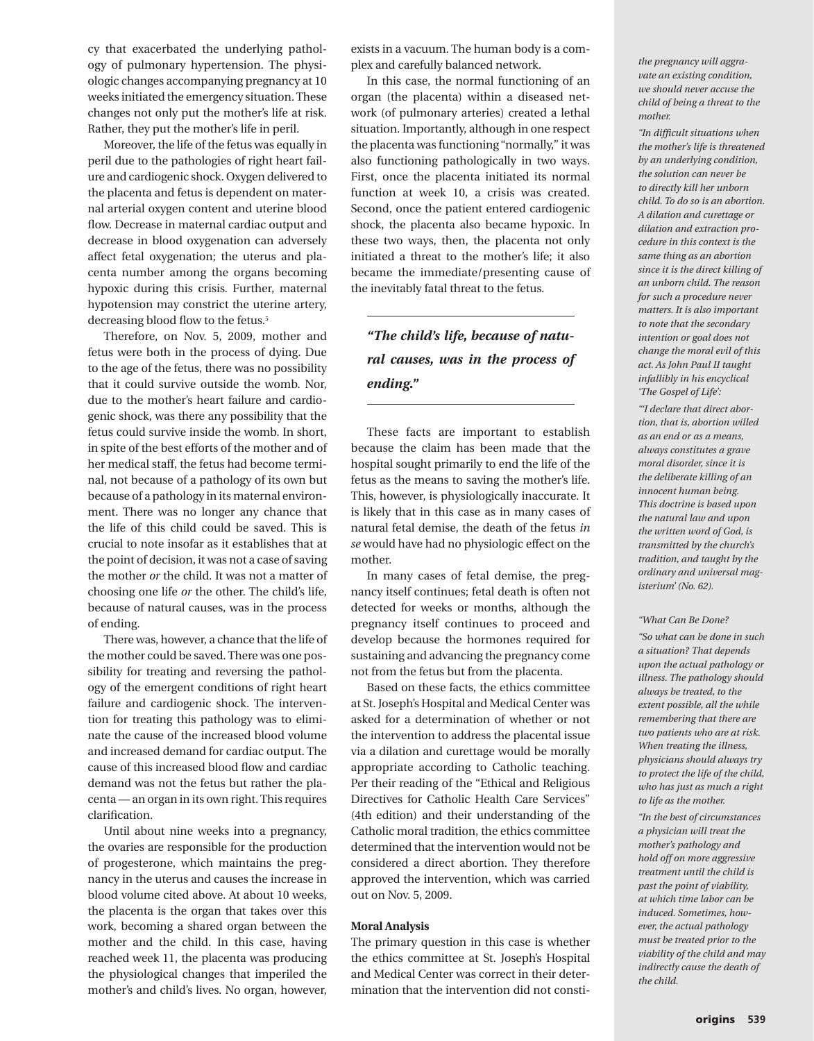cy that exacerbated the underlying pathology of pulmonary hypertension. The physiologic changes accompanying pregnancy at 10 weeks initiated the emergency situation. These changes not only put the mother's life at risk. Rather, they put the mother's life in peril.

Moreover, the life of the fetus was equally in peril due to the pathologies of right heart failure and cardiogenic shock. Oxygen delivered to the placenta and fetus is dependent on maternal arterial oxygen content and uterine blood flow. Decrease in maternal cardiac output and decrease in blood oxygenation can adversely affect fetal oxygenation; the uterus and placenta number among the organs becoming hypoxic during this crisis. Further, maternal hypotension may constrict the uterine artery, decreasing blood flow to the fetus.[5]

Therefore, on Nov. 5, 2009, mother and fetus were both in the process of dying. Due to the age of the fetus, there was no possibility that it could survive outside the womb. Nor, due to the mother's heart failure and cardiogenic shock, was there any possibility that the fetus could survive inside the womb. In short, in spite of the best efforts of the mother and of her medical staff, the fetus had become terminal, not because of a pathology of its own but because of a pathology in its maternal environment. There was no longer any chance that the life of this child could be saved. This is crucial to note insofar as it establishes that at the point of decision, it was not a case of saving the mother *or* the child. It was not a matter of choosing one life *or* the other. The child's life, because of natural causes, was in the process of ending.

There was, however, a chance that the life of the mother could be saved. There was one possibility for treating and reversing the pathology of the emergent conditions of right heart failure and cardiogenic shock. The intervention for treating this pathology was to eliminate the cause of the increased blood volume and increased demand for cardiac output. The cause of this increased blood flow and cardiac demand was not the fetus but rather the placenta — an organ in its own right. This requires clarification.

Until about nine weeks into a pregnancy, the ovaries are responsible for the production of progesterone, which maintains the pregnancy in the uterus and causes the increase in blood volume cited above. At about 10 weeks, the placenta is the organ that takes over this work, becoming a shared organ between the mother and the child. In this case, having reached week 11, the placenta was producing the physiological changes that imperiled the mother's and child's lives. No organ, however, exists in a vacuum. The human body is a complex and carefully balanced network.

In this case, the normal functioning of an organ (the placenta) within a diseased network (of pulmonary arteries) created a lethal situation. Importantly, although in one respect the placenta was functioning "normally," it was also functioning pathologically in two ways. First, once the placenta initiated its normal function at week 10, a crisis was created. Second, once the patient entered cardiogenic shock, the placenta also became hypoxic. In these two ways, then, the placenta not only initiated a threat to the mother's life; it also became the immediate/presenting cause of the inevitably fatal threat to the fetus.

> ***"The child's life, because of natural causes, was in the process of ending."***

These facts are important to establish because the claim has been made that the hospital sought primarily to end the life of the fetus as the means to saving the mother's life. This, however, is physiologically inaccurate. It is likely that in this case as in many cases of natural fetal demise, the death of the fetus *in se* would have had no physiologic effect on the mother.

In many cases of fetal demise, the pregnancy itself continues; fetal death is often not detected for weeks or months, although the pregnancy itself continues to proceed and develop because the hormones required for sustaining and advancing the pregnancy come not from the fetus but from the placenta.

Based on these facts, the ethics committee at St. Joseph's Hospital and Medical Center was asked for a determination of whether or not the intervention to address the placental issue via a dilation and curettage would be morally appropriate according to Catholic teaching. Per their reading of the "Ethical and Religious Directives for Catholic Health Care Services" (4th edition) and their understanding of the Catholic moral tradition, the ethics committee determined that the intervention would not be considered a direct abortion. They therefore approved the intervention, which was carried out on Nov. 5, 2009.

**Moral Analysis**

The primary question in this case is whether the ethics committee at St. Joseph's Hospital and Medical Center was correct in their determination that the intervention did not consti-

*the pregnancy will aggravate an existing condition, we should never accuse the child of being a threat to the mother.*

*"In difficult situations when the mother's life is threatened by an underlying condition, the solution can never be to directly kill her unborn child. To do so is an abortion. A dilation and curettage or dilation and extraction procedure in this context is the same thing as an abortion since it is the direct killing of an unborn child. The reason for such a procedure never matters. It is also important to note that the secondary intention or goal does not change the moral evil of this act. As John Paul II taught infallibly in his encyclical 'The Gospel of Life':*

*"'I declare that direct abortion, that is, abortion willed as an end or as a means, always constitutes a grave moral disorder, since it is the deliberate killing of an innocent human being. This doctrine is based upon the natural law and upon the written word of God, is transmitted by the church's tradition, and taught by the ordinary and universal magisterium' (No. 62).*

*"What Can Be Done?*

*"So what can be done in such a situation? That depends upon the actual pathology or illness. The pathology should always be treated, to the extent possible, all the while remembering that there are two patients who are at risk. When treating the illness, physicians should always try to protect the life of the child, who has just as much a right to life as the mother.*

*"In the best of circumstances a physician will treat the mother's pathology and hold off on more aggressive treatment until the child is past the point of viability, at which time labor can be induced. Sometimes, however, the actual pathology must be treated prior to the viability of the child and may indirectly cause the death of the child.*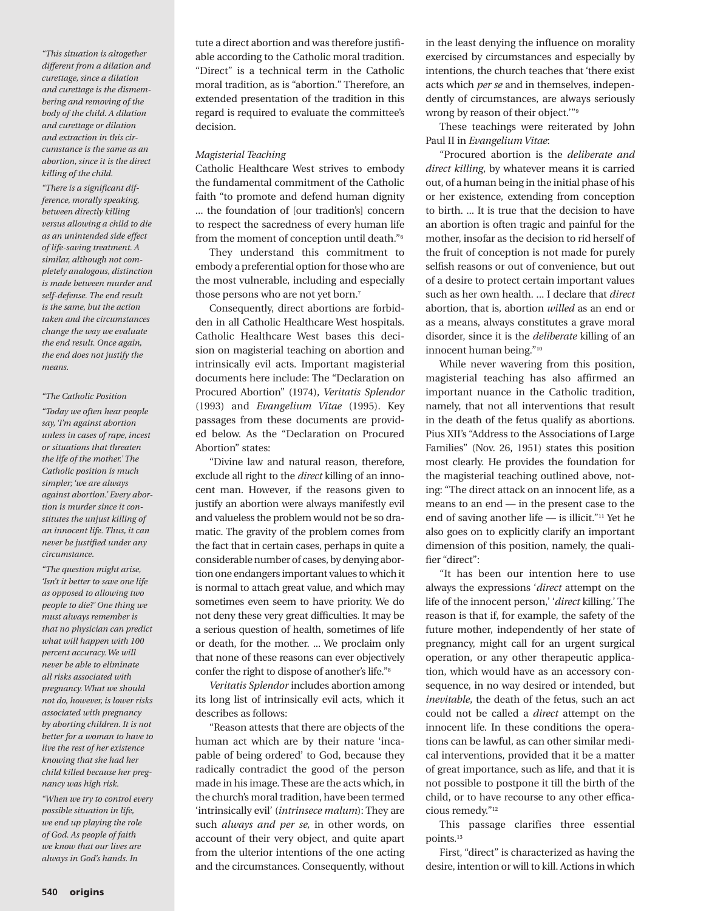*"This situation is altogether different from a dilation and curettage, since a dilation and curettage is the dismembering and removing of the body of the child. A dilation and curettage or dilation and extraction in this circumstance is the same as an abortion, since it is the direct killing of the child.*

*"There is a significant difference, morally speaking, between directly killing versus allowing a child to die as an unintended side effect of life-saving treatment. A similar, although not completely analogous, distinction is made between murder and self-defense. The end result is the same, but the action taken and the circumstances change the way we evaluate the end result. Once again, the end does not justify the means.*

*"The Catholic Position*

*"Today we often hear people say, 'I'm against abortion unless in cases of rape, incest or situations that threaten the life of the mother.' The Catholic position is much simpler; 'we are always against abortion.' Every abortion is murder since it constitutes the unjust killing of an innocent life. Thus, it can never be justified under any circumstance.*

*"The question might arise, 'Isn't it better to save one life as opposed to allowing two people to die?' One thing we must always remember is that no physician can predict what will happen with 100 percent accuracy. We will never be able to eliminate all risks associated with pregnancy. What we should not do, however, is lower risks associated with pregnancy by aborting children. It is not better for a woman to have to live the rest of her existence knowing that she had her child killed because her pregnancy was high risk.*

*"When we try to control every possible situation in life, we end up playing the role of God. As people of faith we know that our lives are always in God's hands. In*

tute a direct abortion and was therefore justifiable according to the Catholic moral tradition. "Direct" is a technical term in the Catholic moral tradition, as is "abortion." Therefore, an extended presentation of the tradition in this regard is required to evaluate the committee's decision.

*Magisterial Teaching*

Catholic Healthcare West strives to embody the fundamental commitment of the Catholic faith "to promote and defend human dignity ... the foundation of [our tradition's] concern to respect the sacredness of every human life from the moment of conception until death."[6]

They understand this commitment to embody a preferential option for those who are the most vulnerable, including and especially those persons who are not yet born.[7]

Consequently, direct abortions are forbidden in all Catholic Healthcare West hospitals. Catholic Healthcare West bases this decision on magisterial teaching on abortion and intrinsically evil acts. Important magisterial documents here include: The "Declaration on Procured Abortion" (1974), *Veritatis Splendor* (1993) and *Evangelium Vitae* (1995). Key passages from these documents are provided below. As the "Declaration on Procured Abortion" states:

"Divine law and natural reason, therefore, exclude all right to the *direct* killing of an innocent man. However, if the reasons given to justify an abortion were always manifestly evil and valueless the problem would not be so dramatic. The gravity of the problem comes from the fact that in certain cases, perhaps in quite a considerable number of cases, by denying abortion one endangers important values to which it is normal to attach great value, and which may sometimes even seem to have priority. We do not deny these very great difficulties. It may be a serious question of health, sometimes of life or death, for the mother. ... We proclaim only that none of these reasons can ever objectively confer the right to dispose of another's life."[8]

*Veritatis Splendor* includes abortion among its long list of intrinsically evil acts, which it describes as follows:

"Reason attests that there are objects of the human act which are by their nature 'incapable of being ordered' to God, because they radically contradict the good of the person made in his image. These are the acts which, in the church's moral tradition, have been termed 'intrinsically evil' (*intrinsece malum*): They are such *always and per se,* in other words, on account of their very object, and quite apart from the ulterior intentions of the one acting and the circumstances. Consequently, without in the least denying the influence on morality exercised by circumstances and especially by intentions, the church teaches that 'there exist acts which *per se* and in themselves, independently of circumstances, are always seriously wrong by reason of their object.'"[9]

These teachings were reiterated by John Paul II in *Evangelium Vitae*:

"Procured abortion is the *deliberate and direct killing*, by whatever means it is carried out, of a human being in the initial phase of his or her existence, extending from conception to birth. ... It is true that the decision to have an abortion is often tragic and painful for the mother, insofar as the decision to rid herself of the fruit of conception is not made for purely selfish reasons or out of convenience, but out of a desire to protect certain important values such as her own health. ... I declare that *direct* abortion, that is, abortion *willed* as an end or as a means, always constitutes a grave moral disorder, since it is the *deliberate* killing of an innocent human being."[10]

While never wavering from this position, magisterial teaching has also affirmed an important nuance in the Catholic tradition, namely, that not all interventions that result in the death of the fetus qualify as abortions. Pius XII's "Address to the Associations of Large Families" (Nov. 26, 1951) states this position most clearly. He provides the foundation for the magisterial teaching outlined above, noting: "The direct attack on an innocent life, as a means to an end — in the present case to the end of saving another life — is illicit."[11] Yet he also goes on to explicitly clarify an important dimension of this position, namely, the qualifier "direct":

"It has been our intention here to use always the expressions '*direct* attempt on the life of the innocent person,' '*direct* killing.' The reason is that if, for example, the safety of the future mother, independently of her state of pregnancy, might call for an urgent surgical operation, or any other therapeutic application, which would have as an accessory consequence, in no way desired or intended, but *inevitable*, the death of the fetus, such an act could not be called a *direct* attempt on the innocent life. In these conditions the operations can be lawful, as can other similar medical interventions, provided that it be a matter of great importance, such as life, and that it is not possible to postpone it till the birth of the child, or to have recourse to any other efficacious remedy."[12]

This passage clarifies three essential points.[13]

First, "direct" is characterized as having the desire, intention or will to kill. Actions in which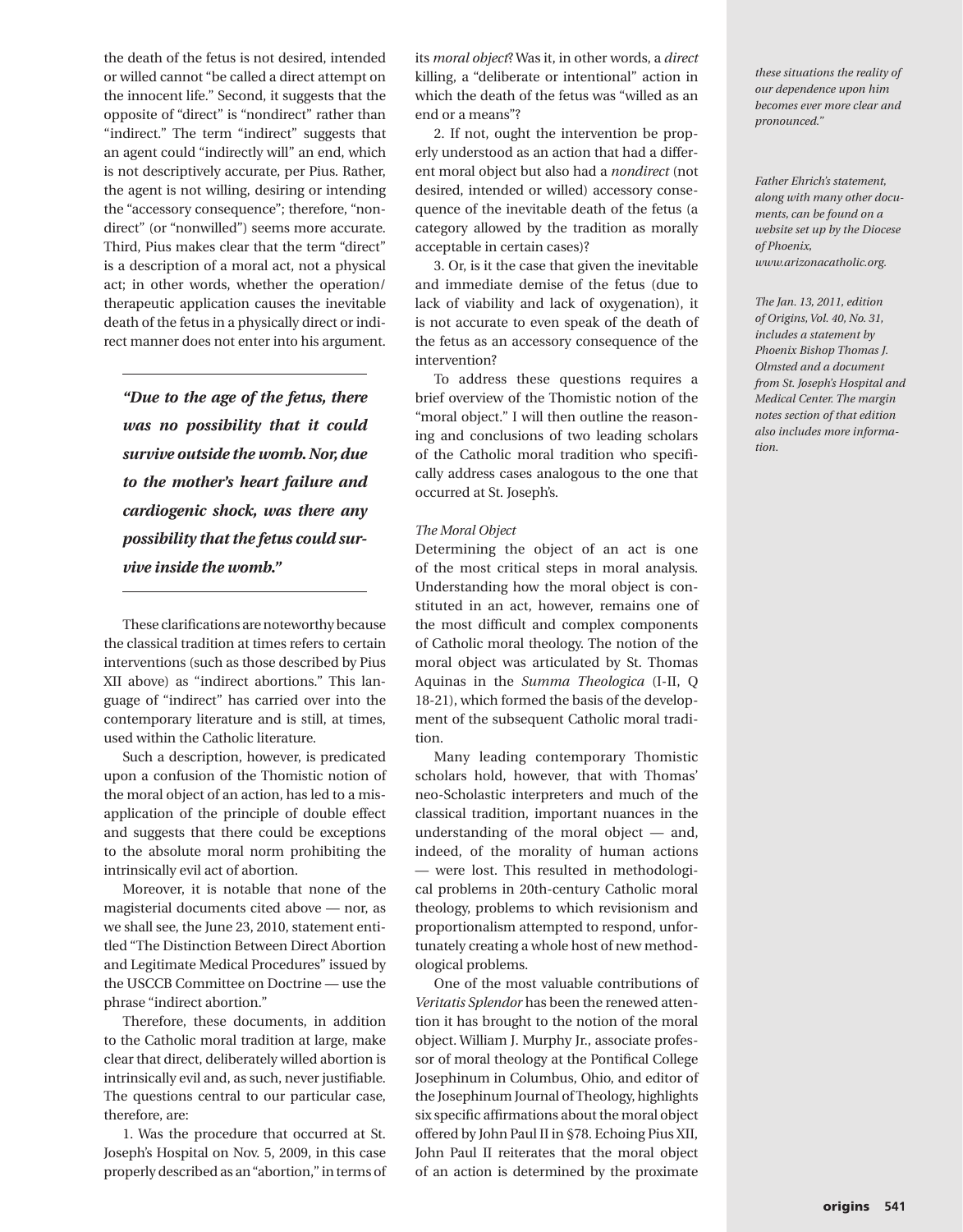the death of the fetus is not desired, intended or willed cannot "be called a direct attempt on the innocent life." Second, it suggests that the opposite of "direct" is "nondirect" rather than "indirect." The term "indirect" suggests that an agent could "indirectly will" an end, which is not descriptively accurate, per Pius. Rather, the agent is not willing, desiring or intending the "accessory consequence"; therefore, "nondirect" (or "nonwilled") seems more accurate. Third, Pius makes clear that the term "direct" is a description of a moral act, not a physical act; in other words, whether the operation/therapeutic application causes the inevitable death of the fetus in a physically direct or indirect manner does not enter into his argument.

***"Due to the age of the fetus, there was no possibility that it could survive outside the womb. Nor, due to the mother's heart failure and cardiogenic shock, was there any possibility that the fetus could survive inside the womb."***

These clarifications are noteworthy because the classical tradition at times refers to certain interventions (such as those described by Pius XII above) as "indirect abortions." This language of "indirect" has carried over into the contemporary literature and is still, at times, used within the Catholic literature.

Such a description, however, is predicated upon a confusion of the Thomistic notion of the moral object of an action, has led to a misapplication of the principle of double effect and suggests that there could be exceptions to the absolute moral norm prohibiting the intrinsically evil act of abortion.

Moreover, it is notable that none of the magisterial documents cited above — nor, as we shall see, the June 23, 2010, statement entitled "The Distinction Between Direct Abortion and Legitimate Medical Procedures" issued by the USCCB Committee on Doctrine — use the phrase "indirect abortion."

Therefore, these documents, in addition to the Catholic moral tradition at large, make clear that direct, deliberately willed abortion is intrinsically evil and, as such, never justifiable. The questions central to our particular case, therefore, are:

1. Was the procedure that occurred at St. Joseph's Hospital on Nov. 5, 2009, in this case properly described as an "abortion," in terms of its *moral object*? Was it, in other words, a *direct* killing, a "deliberate or intentional" action in which the death of the fetus was "willed as an end or a means"?

2. If not, ought the intervention be properly understood as an action that had a different moral object but also had a *nondirect* (not desired, intended or willed) accessory consequence of the inevitable death of the fetus (a category allowed by the tradition as morally acceptable in certain cases)?

3. Or, is it the case that given the inevitable and immediate demise of the fetus (due to lack of viability and lack of oxygenation), it is not accurate to even speak of the death of the fetus as an accessory consequence of the intervention?

To address these questions requires a brief overview of the Thomistic notion of the "moral object." I will then outline the reasoning and conclusions of two leading scholars of the Catholic moral tradition who specifically address cases analogous to the one that occurred at St. Joseph's.

*The Moral Object*

Determining the object of an act is one of the most critical steps in moral analysis. Understanding how the moral object is constituted in an act, however, remains one of the most difficult and complex components of Catholic moral theology. The notion of the moral object was articulated by St. Thomas Aquinas in the *Summa Theologica* (I-II, Q 18-21), which formed the basis of the development of the subsequent Catholic moral tradition.

Many leading contemporary Thomistic scholars hold, however, that with Thomas' neo-Scholastic interpreters and much of the classical tradition, important nuances in the understanding of the moral object — and, indeed, of the morality of human actions — were lost. This resulted in methodological problems in 20th-century Catholic moral theology, problems to which revisionism and proportionalism attempted to respond, unfortunately creating a whole host of new methodological problems.

One of the most valuable contributions of *Veritatis Splendor* has been the renewed attention it has brought to the notion of the moral object. William J. Murphy Jr., associate professor of moral theology at the Pontifical College Josephinum in Columbus, Ohio, and editor of the Josephinum Journal of Theology, highlights six specific affirmations about the moral object offered by John Paul II in §78. Echoing Pius XII, John Paul II reiterates that the moral object of an action is determined by the proximate

*these situations the reality of our dependence upon him becomes ever more clear and pronounced."*

*Father Ehrich's statement, along with many other documents, can be found on a website set up by the Diocese of Phoenix, www.arizonacatholic.org.*

*The Jan. 13, 2011, edition of Origins, Vol. 40, No. 31, includes a statement by Phoenix Bishop Thomas J. Olmsted and a document from St. Joseph's Hospital and Medical Center. The margin notes section of that edition also includes more information.*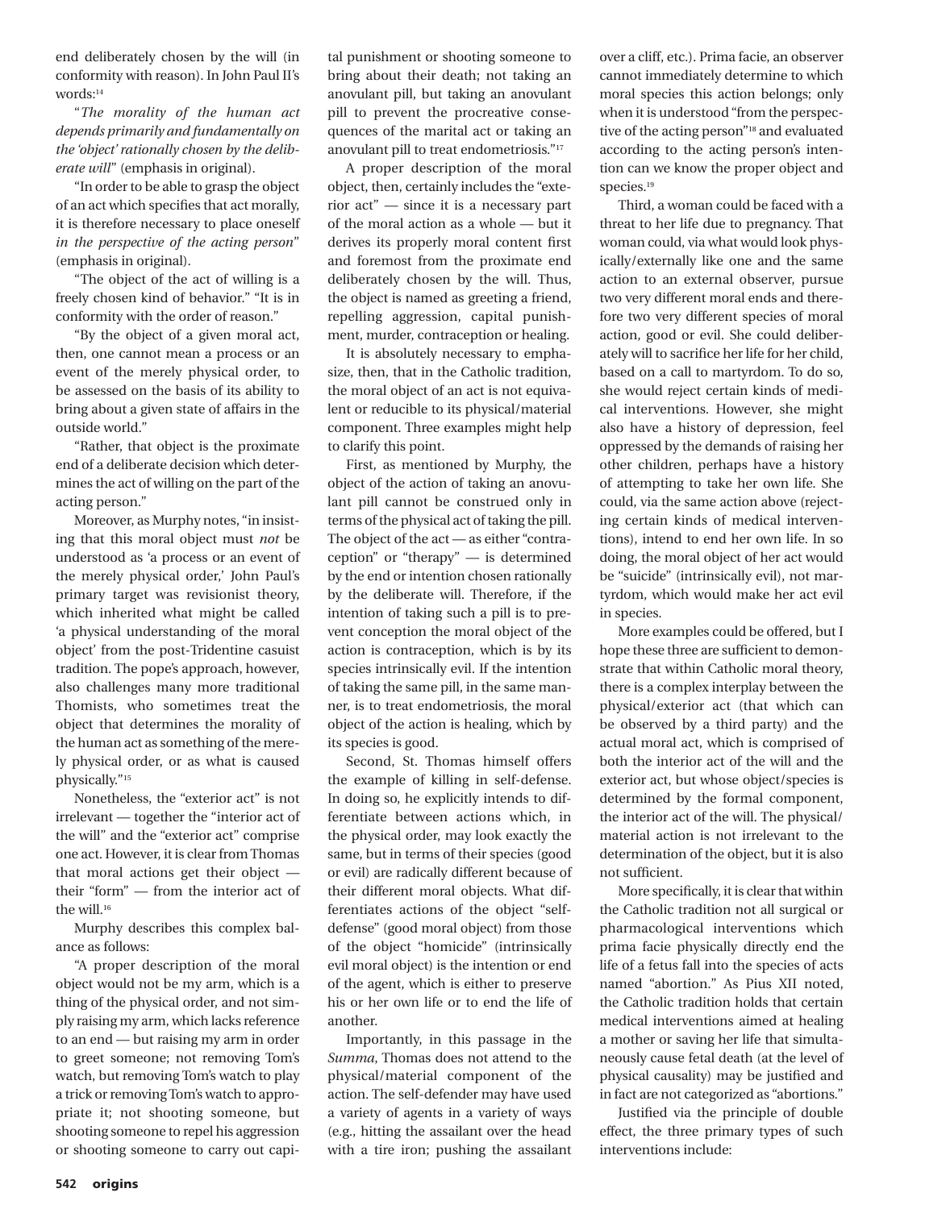end deliberately chosen by the will (in conformity with reason). In John Paul II's words:[14]

"*The morality of the human act depends primarily and fundamentally on the 'object' rationally chosen by the deliberate will*" (emphasis in original).

"In order to be able to grasp the object of an act which specifies that act morally, it is therefore necessary to place oneself *in the perspective of the acting person*" (emphasis in original).

"The object of the act of willing is a freely chosen kind of behavior." "It is in conformity with the order of reason."

"By the object of a given moral act, then, one cannot mean a process or an event of the merely physical order, to be assessed on the basis of its ability to bring about a given state of affairs in the outside world."

"Rather, that object is the proximate end of a deliberate decision which determines the act of willing on the part of the acting person."

Moreover, as Murphy notes, "in insisting that this moral object must *not* be understood as 'a process or an event of the merely physical order,' John Paul's primary target was revisionist theory, which inherited what might be called 'a physical understanding of the moral object' from the post-Tridentine casuist tradition. The pope's approach, however, also challenges many more traditional Thomists, who sometimes treat the object that determines the morality of the human act as something of the merely physical order, or as what is caused physically."[15]

Nonetheless, the "exterior act" is not irrelevant — together the "interior act of the will" and the "exterior act" comprise one act. However, it is clear from Thomas that moral actions get their object — their "form" — from the interior act of the will.[16]

Murphy describes this complex balance as follows:

"A proper description of the moral object would not be my arm, which is a thing of the physical order, and not simply raising my arm, which lacks reference to an end — but raising my arm in order to greet someone; not removing Tom's watch, but removing Tom's watch to play a trick or removing Tom's watch to appropriate it; not shooting someone, but shooting someone to repel his aggression or shooting someone to carry out capital punishment or shooting someone to bring about their death; not taking an anovulant pill, but taking an anovulant pill to prevent the procreative consequences of the marital act or taking an anovulant pill to treat endometriosis."[17]

A proper description of the moral object, then, certainly includes the "exterior act" — since it is a necessary part of the moral action as a whole — but it derives its properly moral content first and foremost from the proximate end deliberately chosen by the will. Thus, the object is named as greeting a friend, repelling aggression, capital punishment, murder, contraception or healing.

It is absolutely necessary to emphasize, then, that in the Catholic tradition, the moral object of an act is not equivalent or reducible to its physical/material component. Three examples might help to clarify this point.

First, as mentioned by Murphy, the object of the action of taking an anovulant pill cannot be construed only in terms of the physical act of taking the pill. The object of the act — as either "contraception" or "therapy" — is determined by the end or intention chosen rationally by the deliberate will. Therefore, if the intention of taking such a pill is to prevent conception the moral object of the action is contraception, which is by its species intrinsically evil. If the intention of taking the same pill, in the same manner, is to treat endometriosis, the moral object of the action is healing, which by its species is good.

Second, St. Thomas himself offers the example of killing in self-defense. In doing so, he explicitly intends to differentiate between actions which, in the physical order, may look exactly the same, but in terms of their species (good or evil) are radically different because of their different moral objects. What differentiates actions of the object "self-defense" (good moral object) from those of the object "homicide" (intrinsically evil moral object) is the intention or end of the agent, which is either to preserve his or her own life or to end the life of another.

Importantly, in this passage in the *Summa*, Thomas does not attend to the physical/material component of the action. The self-defender may have used a variety of agents in a variety of ways (e.g., hitting the assailant over the head with a tire iron; pushing the assailant over a cliff, etc.). Prima facie, an observer cannot immediately determine to which moral species this action belongs; only when it is understood "from the perspective of the acting person"[18] and evaluated according to the acting person's intention can we know the proper object and species.[19]

Third, a woman could be faced with a threat to her life due to pregnancy. That woman could, via what would look physically/externally like one and the same action to an external observer, pursue two very different moral ends and therefore two very different species of moral action, good or evil. She could deliberately will to sacrifice her life for her child, based on a call to martyrdom. To do so, she would reject certain kinds of medical interventions. However, she might also have a history of depression, feel oppressed by the demands of raising her other children, perhaps have a history of attempting to take her own life. She could, via the same action above (rejecting certain kinds of medical interventions), intend to end her own life. In so doing, the moral object of her act would be "suicide" (intrinsically evil), not martyrdom, which would make her act evil in species.

More examples could be offered, but I hope these three are sufficient to demonstrate that within Catholic moral theory, there is a complex interplay between the physical/exterior act (that which can be observed by a third party) and the actual moral act, which is comprised of both the interior act of the will and the exterior act, but whose object/species is determined by the formal component, the interior act of the will. The physical/material action is not irrelevant to the determination of the object, but it is also not sufficient.

More specifically, it is clear that within the Catholic tradition not all surgical or pharmacological interventions which prima facie physically directly end the life of a fetus fall into the species of acts named "abortion." As Pius XII noted, the Catholic tradition holds that certain medical interventions aimed at healing a mother or saving her life that simultaneously cause fetal death (at the level of physical causality) may be justified and in fact are not categorized as "abortions."

Justified via the principle of double effect, the three primary types of such interventions include: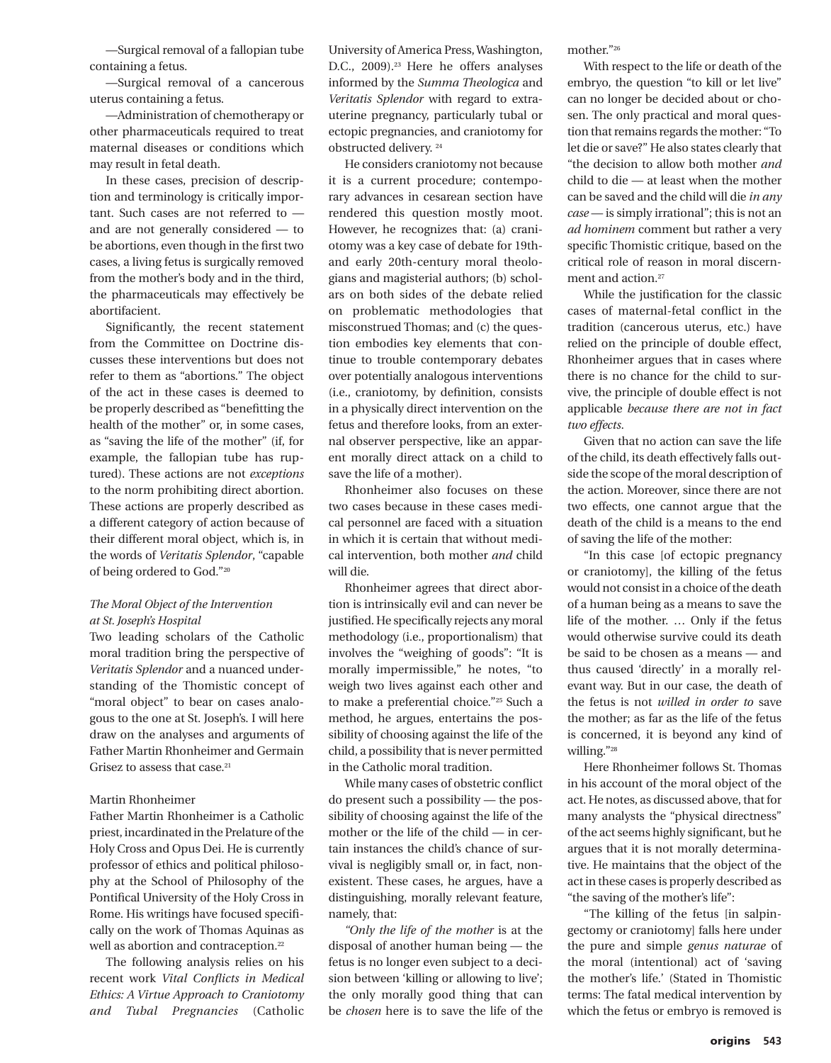—Surgical removal of a fallopian tube containing a fetus.

—Surgical removal of a cancerous uterus containing a fetus.

—Administration of chemotherapy or other pharmaceuticals required to treat maternal diseases or conditions which may result in fetal death.

In these cases, precision of description and terminology is critically important. Such cases are not referred to — and are not generally considered — to be abortions, even though in the first two cases, a living fetus is surgically removed from the mother's body and in the third, the pharmaceuticals may effectively be abortifacient.

Significantly, the recent statement from the Committee on Doctrine discusses these interventions but does not refer to them as "abortions." The object of the act in these cases is deemed to be properly described as "benefitting the health of the mother" or, in some cases, as "saving the life of the mother" (if, for example, the fallopian tube has ruptured). These actions are not *exceptions* to the norm prohibiting direct abortion. These actions are properly described as a different category of action because of their different moral object, which is, in the words of *Veritatis Splendor*, "capable of being ordered to God."[20]

### *The Moral Object of the Intervention at St. Joseph's Hospital*

Two leading scholars of the Catholic moral tradition bring the perspective of *Veritatis Splendor* and a nuanced understanding of the Thomistic concept of "moral object" to bear on cases analogous to the one at St. Joseph's. I will here draw on the analyses and arguments of Father Martin Rhonheimer and Germain Grisez to assess that case.[21]

#### Martin Rhonheimer

Father Martin Rhonheimer is a Catholic priest, incardinated in the Prelature of the Holy Cross and Opus Dei. He is currently professor of ethics and political philosophy at the School of Philosophy of the Pontifical University of the Holy Cross in Rome. His writings have focused specifically on the work of Thomas Aquinas as well as abortion and contraception.[22]

The following analysis relies on his recent work *Vital Conflicts in Medical Ethics: A Virtue Approach to Craniotomy and Tubal Pregnancies* (Catholic University of America Press, Washington, D.C., 2009).[23] Here he offers analyses informed by the *Summa Theologica* and *Veritatis Splendor* with regard to extrauterine pregnancy, particularly tubal or ectopic pregnancies, and craniotomy for obstructed delivery.[24]

He considers craniotomy not because it is a current procedure; contemporary advances in cesarean section have rendered this question mostly moot. However, he recognizes that: (a) craniotomy was a key case of debate for 19th- and early 20th-century moral theologians and magisterial authors; (b) scholars on both sides of the debate relied on problematic methodologies that misconstrued Thomas; and (c) the question embodies key elements that continue to trouble contemporary debates over potentially analogous interventions (i.e., craniotomy, by definition, consists in a physically direct intervention on the fetus and therefore looks, from an external observer perspective, like an apparent morally direct attack on a child to save the life of a mother).

Rhonheimer also focuses on these two cases because in these cases medical personnel are faced with a situation in which it is certain that without medical intervention, both mother *and* child will die.

Rhonheimer agrees that direct abortion is intrinsically evil and can never be justified. He specifically rejects any moral methodology (i.e., proportionalism) that involves the "weighing of goods": "It is morally impermissible," he notes, "to weigh two lives against each other and to make a preferential choice."[25] Such a method, he argues, entertains the possibility of choosing against the life of the child, a possibility that is never permitted in the Catholic moral tradition.

While many cases of obstetric conflict do present such a possibility — the possibility of choosing against the life of the mother or the life of the child — in certain instances the child's chance of survival is negligibly small or, in fact, nonexistent. These cases, he argues, have a distinguishing, morally relevant feature, namely, that:

*"Only the life of the mother* is at the disposal of another human being — the fetus is no longer even subject to a decision between 'killing or allowing to live'; the only morally good thing that can be *chosen* here is to save the life of the mother."[26]

With respect to the life or death of the embryo, the question "to kill or let live" can no longer be decided about or chosen. The only practical and moral question that remains regards the mother: "To let die or save?" He also states clearly that "the decision to allow both mother *and* child to die — at least when the mother can be saved and the child will die *in any case* — is simply irrational"; this is not an *ad hominem* comment but rather a very specific Thomistic critique, based on the critical role of reason in moral discernment and action.[27]

While the justification for the classic cases of maternal-fetal conflict in the tradition (cancerous uterus, etc.) have relied on the principle of double effect, Rhonheimer argues that in cases where there is no chance for the child to survive, the principle of double effect is not applicable *because there are not in fact two effects.*

Given that no action can save the life of the child, its death effectively falls outside the scope of the moral description of the action. Moreover, since there are not two effects, one cannot argue that the death of the child is a means to the end of saving the life of the mother:

"In this case [of ectopic pregnancy or craniotomy], the killing of the fetus would not consist in a choice of the death of a human being as a means to save the life of the mother. … Only if the fetus would otherwise survive could its death be said to be chosen as a means — and thus caused 'directly' in a morally relevant way. But in our case, the death of the fetus is not *willed in order to* save the mother; as far as the life of the fetus is concerned, it is beyond any kind of willing."[28]

Here Rhonheimer follows St. Thomas in his account of the moral object of the act. He notes, as discussed above, that for many analysts the "physical directness" of the act seems highly significant, but he argues that it is not morally determinative. He maintains that the object of the act in these cases is properly described as "the saving of the mother's life":

"The killing of the fetus [in salpingectomy or craniotomy] falls here under the pure and simple *genus naturae* of the moral (intentional) act of 'saving the mother's life.' (Stated in Thomistic terms: The fatal medical intervention by which the fetus or embryo is removed is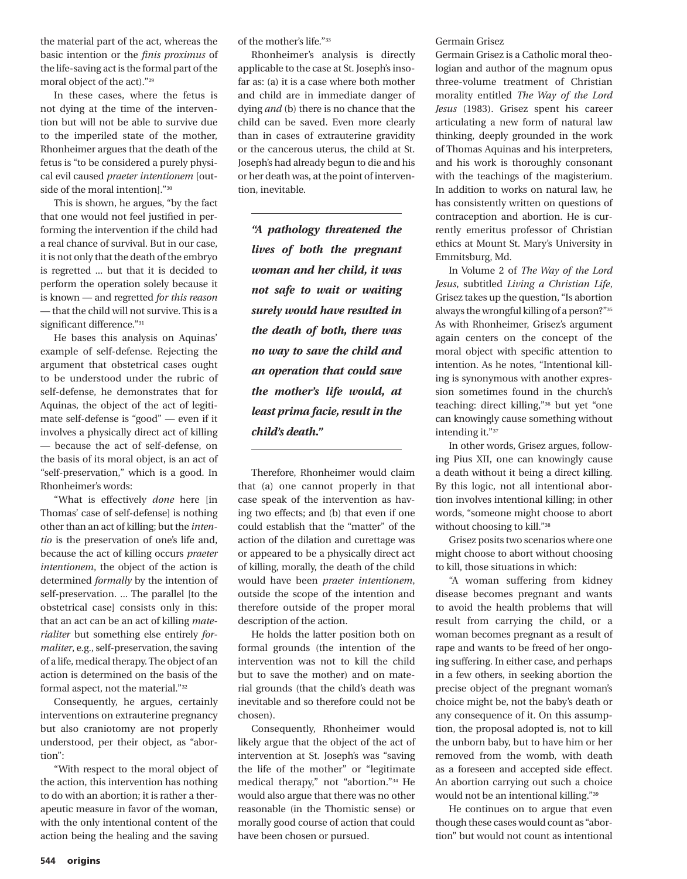the material part of the act, whereas the basic intention or the *finis proximus* of the life-saving act is the formal part of the moral object of the act)."[29]

In these cases, where the fetus is not dying at the time of the intervention but will not be able to survive due to the imperiled state of the mother, Rhonheimer argues that the death of the fetus is "to be considered a purely physical evil caused *praeter intentionem* [outside of the moral intention]."[30]

This is shown, he argues, "by the fact that one would not feel justified in performing the intervention if the child had a real chance of survival. But in our case, it is not only that the death of the embryo is regretted ... but that it is decided to perform the operation solely because it is known — and regretted *for this reason* — that the child will not survive. This is a significant difference."[31]

He bases this analysis on Aquinas' example of self-defense. Rejecting the argument that obstetrical cases ought to be understood under the rubric of self-defense, he demonstrates that for Aquinas, the object of the act of legitimate self-defense is "good" — even if it involves a physically direct act of killing — because the act of self-defense, on the basis of its moral object, is an act of "self-preservation," which is a good. In Rhonheimer's words:

"What is effectively *done* here [in Thomas' case of self-defense] is nothing other than an act of killing; but the *intentio* is the preservation of one's life and, because the act of killing occurs *praeter intentionem*, the object of the action is determined *formally* by the intention of self-preservation. ... The parallel [to the obstetrical case] consists only in this: that an act can be an act of killing *materialiter* but something else entirely *formaliter*, e.g., self-preservation, the saving of a life, medical therapy. The object of an action is determined on the basis of the formal aspect, not the material."[32]

Consequently, he argues, certainly interventions on extrauterine pregnancy but also craniotomy are not properly understood, per their object, as "abortion":

"With respect to the moral object of the action, this intervention has nothing to do with an abortion; it is rather a therapeutic measure in favor of the woman, with the only intentional content of the action being the healing and the saving of the mother's life."[33]

Rhonheimer's analysis is directly applicable to the case at St. Joseph's insofar as: (a) it is a case where both mother and child are in immediate danger of dying *and* (b) there is no chance that the child can be saved. Even more clearly than in cases of extrauterine gravidity or the cancerous uterus, the child at St. Joseph's had already begun to die and his or her death was, at the point of intervention, inevitable.

> ***"A pathology threatened the lives of both the pregnant woman and her child, it was not safe to wait or waiting surely would have resulted in the death of both, there was no way to save the child and an operation that could save the mother's life would, at least prima facie, result in the child's death."***

Therefore, Rhonheimer would claim that (a) one cannot properly in that case speak of the intervention as having two effects; and (b) that even if one could establish that the "matter" of the action of the dilation and curettage was or appeared to be a physically direct act of killing, morally, the death of the child would have been *praeter intentionem*, outside the scope of the intention and therefore outside of the proper moral description of the action.

He holds the latter position both on formal grounds (the intention of the intervention was not to kill the child but to save the mother) and on material grounds (that the child's death was inevitable and so therefore could not be chosen).

Consequently, Rhonheimer would likely argue that the object of the act of intervention at St. Joseph's was "saving the life of the mother" or "legitimate medical therapy," not "abortion."[34] He would also argue that there was no other reasonable (in the Thomistic sense) or morally good course of action that could have been chosen or pursued.

### Germain Grisez

Germain Grisez is a Catholic moral theologian and author of the magnum opus three-volume treatment of Christian morality entitled *The Way of the Lord Jesus* (1983). Grisez spent his career articulating a new form of natural law thinking, deeply grounded in the work of Thomas Aquinas and his interpreters, and his work is thoroughly consonant with the teachings of the magisterium. In addition to works on natural law, he has consistently written on questions of contraception and abortion. He is currently emeritus professor of Christian ethics at Mount St. Mary's University in Emmitsburg, Md.

In Volume 2 of *The Way of the Lord Jesus*, subtitled *Living a Christian Life*, Grisez takes up the question, "Is abortion always the wrongful killing of a person?"[35] As with Rhonheimer, Grisez's argument again centers on the concept of the moral object with specific attention to intention. As he notes, "Intentional killing is synonymous with another expression sometimes found in the church's teaching: direct killing,"[36] but yet "one can knowingly cause something without intending it."[37]

In other words, Grisez argues, following Pius XII, one can knowingly cause a death without it being a direct killing. By this logic, not all intentional abortion involves intentional killing; in other words, "someone might choose to abort without choosing to kill."[38]

Grisez posits two scenarios where one might choose to abort without choosing to kill, those situations in which:

"A woman suffering from kidney disease becomes pregnant and wants to avoid the health problems that will result from carrying the child, or a woman becomes pregnant as a result of rape and wants to be freed of her ongoing suffering. In either case, and perhaps in a few others, in seeking abortion the precise object of the pregnant woman's choice might be, not the baby's death or any consequence of it. On this assumption, the proposal adopted is, not to kill the unborn baby, but to have him or her removed from the womb, with death as a foreseen and accepted side effect. An abortion carrying out such a choice would not be an intentional killing."[39]

He continues on to argue that even though these cases would count as "abortion" but would not count as intentional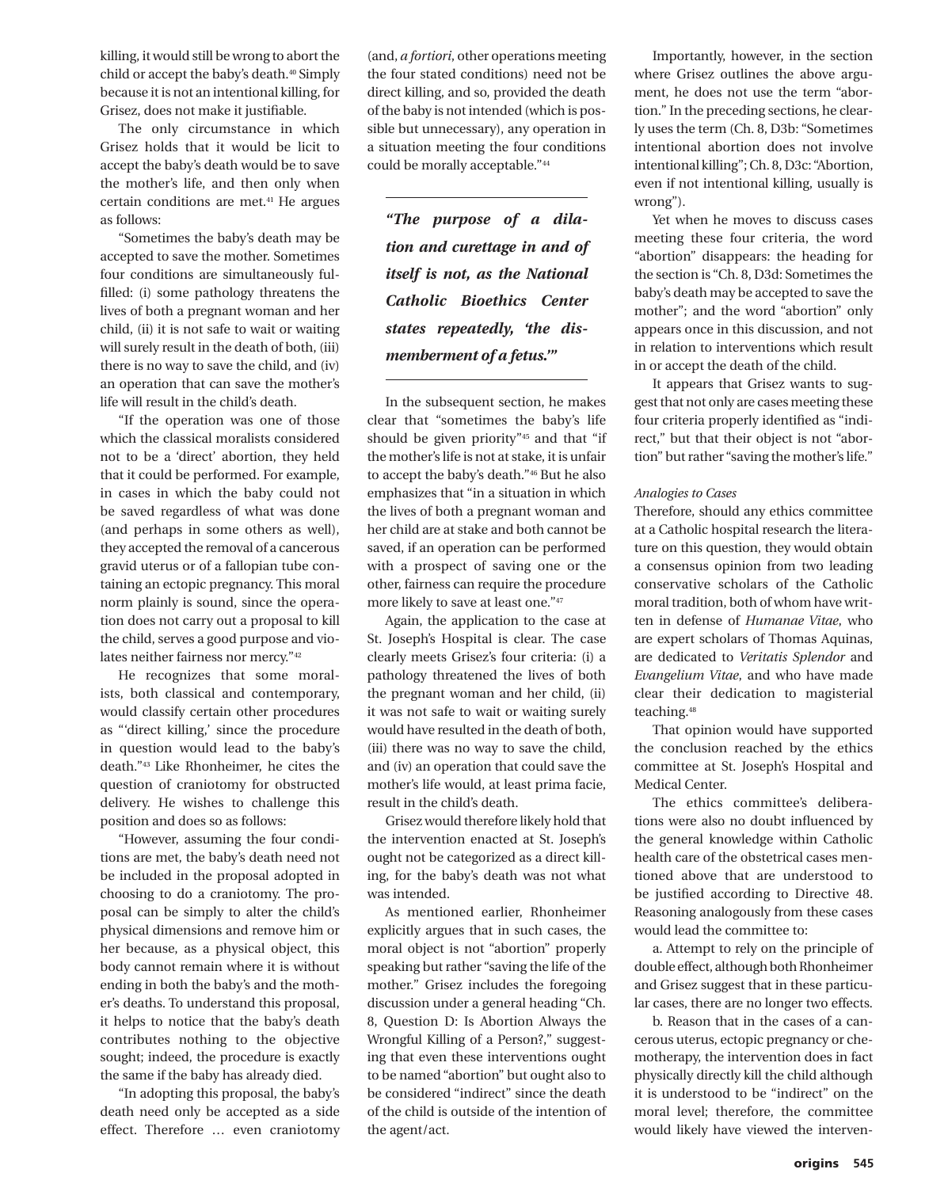killing, it would still be wrong to abort the child or accept the baby's death.[40] Simply because it is not an intentional killing, for Grisez, does not make it justifiable.

The only circumstance in which Grisez holds that it would be licit to accept the baby's death would be to save the mother's life, and then only when certain conditions are met.[41] He argues as follows:

"Sometimes the baby's death may be accepted to save the mother. Sometimes four conditions are simultaneously fulfilled: (i) some pathology threatens the lives of both a pregnant woman and her child, (ii) it is not safe to wait or waiting will surely result in the death of both, (iii) there is no way to save the child, and (iv) an operation that can save the mother's life will result in the child's death.

"If the operation was one of those which the classical moralists considered not to be a 'direct' abortion, they held that it could be performed. For example, in cases in which the baby could not be saved regardless of what was done (and perhaps in some others as well), they accepted the removal of a cancerous gravid uterus or of a fallopian tube containing an ectopic pregnancy. This moral norm plainly is sound, since the operation does not carry out a proposal to kill the child, serves a good purpose and violates neither fairness nor mercy."[42]

He recognizes that some moralists, both classical and contemporary, would classify certain other procedures as "'direct killing,' since the procedure in question would lead to the baby's death."[43] Like Rhonheimer, he cites the question of craniotomy for obstructed delivery. He wishes to challenge this position and does so as follows:

"However, assuming the four conditions are met, the baby's death need not be included in the proposal adopted in choosing to do a craniotomy. The proposal can be simply to alter the child's physical dimensions and remove him or her because, as a physical object, this body cannot remain where it is without ending in both the baby's and the mother's deaths. To understand this proposal, it helps to notice that the baby's death contributes nothing to the objective sought; indeed, the procedure is exactly the same if the baby has already died.

"In adopting this proposal, the baby's death need only be accepted as a side effect. Therefore … even craniotomy (and, *a fortiori*, other operations meeting the four stated conditions) need not be direct killing, and so, provided the death of the baby is not intended (which is possible but unnecessary), any operation in a situation meeting the four conditions could be morally acceptable."[44]

> ***"The purpose of a dilation and curettage in and of itself is not, as the National Catholic Bioethics Center states repeatedly, 'the dismemberment of a fetus.'"***

In the subsequent section, he makes clear that "sometimes the baby's life should be given priority"[45] and that "if the mother's life is not at stake, it is unfair to accept the baby's death."[46] But he also emphasizes that "in a situation in which the lives of both a pregnant woman and her child are at stake and both cannot be saved, if an operation can be performed with a prospect of saving one or the other, fairness can require the procedure more likely to save at least one."[47]

Again, the application to the case at St. Joseph's Hospital is clear. The case clearly meets Grisez's four criteria: (i) a pathology threatened the lives of both the pregnant woman and her child, (ii) it was not safe to wait or waiting surely would have resulted in the death of both, (iii) there was no way to save the child, and (iv) an operation that could save the mother's life would, at least prima facie, result in the child's death.

Grisez would therefore likely hold that the intervention enacted at St. Joseph's ought not be categorized as a direct killing, for the baby's death was not what was intended.

As mentioned earlier, Rhonheimer explicitly argues that in such cases, the moral object is not "abortion" properly speaking but rather "saving the life of the mother." Grisez includes the foregoing discussion under a general heading "Ch. 8, Question D: Is Abortion Always the Wrongful Killing of a Person?," suggesting that even these interventions ought to be named "abortion" but ought also to be considered "indirect" since the death of the child is outside of the intention of the agent/act.

Importantly, however, in the section where Grisez outlines the above argument, he does not use the term "abortion." In the preceding sections, he clearly uses the term (Ch. 8, D3b: "Sometimes intentional abortion does not involve intentional killing"; Ch. 8, D3c: "Abortion, even if not intentional killing, usually is wrong").

Yet when he moves to discuss cases meeting these four criteria, the word "abortion" disappears: the heading for the section is "Ch. 8, D3d: Sometimes the baby's death may be accepted to save the mother"; and the word "abortion" only appears once in this discussion, and not in relation to interventions which result in or accept the death of the child.

It appears that Grisez wants to suggest that not only are cases meeting these four criteria properly identified as "indirect," but that their object is not "abortion" but rather "saving the mother's life."

*Analogies to Cases*

Therefore, should any ethics committee at a Catholic hospital research the literature on this question, they would obtain a consensus opinion from two leading conservative scholars of the Catholic moral tradition, both of whom have written in defense of *Humanae Vitae*, who are expert scholars of Thomas Aquinas, are dedicated to *Veritatis Splendor* and *Evangelium Vitae*, and who have made clear their dedication to magisterial teaching.[48]

That opinion would have supported the conclusion reached by the ethics committee at St. Joseph's Hospital and Medical Center.

The ethics committee's deliberations were also no doubt influenced by the general knowledge within Catholic health care of the obstetrical cases mentioned above that are understood to be justified according to Directive 48. Reasoning analogously from these cases would lead the committee to:

a. Attempt to rely on the principle of double effect, although both Rhonheimer and Grisez suggest that in these particular cases, there are no longer two effects.

b. Reason that in the cases of a cancerous uterus, ectopic pregnancy or chemotherapy, the intervention does in fact physically directly kill the child although it is understood to be "indirect" on the moral level; therefore, the committee would likely have viewed the interven-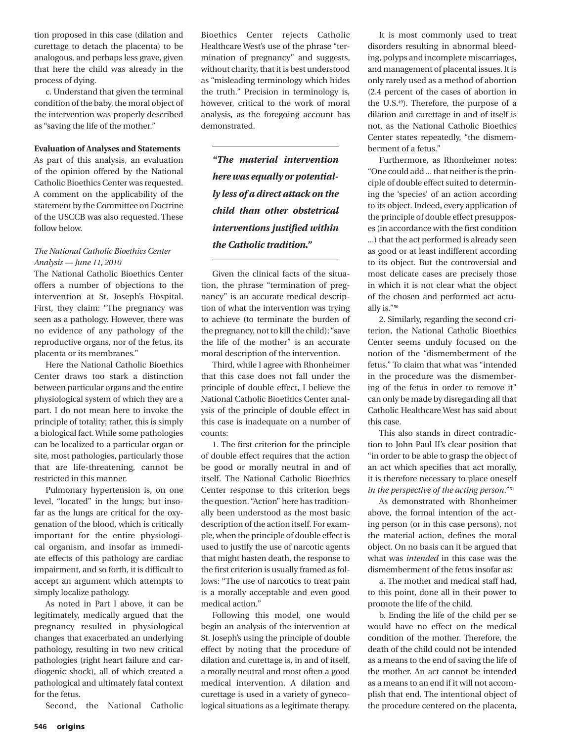tion proposed in this case (dilation and curettage to detach the placenta) to be analogous, and perhaps less grave, given that here the child was already in the process of dying.

c. Understand that given the terminal condition of the baby, the moral object of the intervention was properly described as "saving the life of the mother."

**Evaluation of Analyses and Statements**

As part of this analysis, an evaluation of the opinion offered by the National Catholic Bioethics Center was requested. A comment on the applicability of the statement by the Committee on Doctrine of the USCCB was also requested. These follow below.

*The National Catholic Bioethics Center Analysis — June 11, 2010*

The National Catholic Bioethics Center offers a number of objections to the intervention at St. Joseph's Hospital. First, they claim: "The pregnancy was seen as a pathology. However, there was no evidence of any pathology of the reproductive organs, nor of the fetus, its placenta or its membranes."

Here the National Catholic Bioethics Center draws too stark a distinction between particular organs and the entire physiological system of which they are a part. I do not mean here to invoke the principle of totality; rather, this is simply a biological fact. While some pathologies can be localized to a particular organ or site, most pathologies, particularly those that are life-threatening, cannot be restricted in this manner.

Pulmonary hypertension is, on one level, "located" in the lungs; but insofar as the lungs are critical for the oxygenation of the blood, which is critically important for the entire physiological organism, and insofar as immediate effects of this pathology are cardiac impairment, and so forth, it is difficult to accept an argument which attempts to simply localize pathology.

As noted in Part I above, it can be legitimately, medically argued that the pregnancy resulted in physiological changes that exacerbated an underlying pathology, resulting in two new critical pathologies (right heart failure and cardiogenic shock), all of which created a pathological and ultimately fatal context for the fetus.

Second, the National Catholic Bioethics Center rejects Catholic Healthcare West's use of the phrase "termination of pregnancy" and suggests, without charity, that it is best understood as "misleading terminology which hides the truth." Precision in terminology is, however, critical to the work of moral analysis, as the foregoing account has demonstrated.

> ***"The material intervention here was equally or potentially less of a direct attack on the child than other obstetrical interventions justified within the Catholic tradition."***

Given the clinical facts of the situation, the phrase "termination of pregnancy" is an accurate medical description of what the intervention was trying to achieve (to terminate the burden of the pregnancy, not to kill the child); "save the life of the mother" is an accurate moral description of the intervention.

Third, while I agree with Rhonheimer that this case does not fall under the principle of double effect, I believe the National Catholic Bioethics Center analysis of the principle of double effect in this case is inadequate on a number of counts:

1. The first criterion for the principle of double effect requires that the action be good or morally neutral in and of itself. The National Catholic Bioethics Center response to this criterion begs the question. "Action" here has traditionally been understood as the most basic description of the action itself. For example, when the principle of double effect is used to justify the use of narcotic agents that might hasten death, the response to the first criterion is usually framed as follows: "The use of narcotics to treat pain is a morally acceptable and even good medical action."

Following this model, one would begin an analysis of the intervention at St. Joseph's using the principle of double effect by noting that the procedure of dilation and curettage is, in and of itself, a morally neutral and most often a good medical intervention. A dilation and curettage is used in a variety of gynecological situations as a legitimate therapy.

It is most commonly used to treat disorders resulting in abnormal bleeding, polyps and incomplete miscarriages, and management of placental issues. It is only rarely used as a method of abortion (2.4 percent of the cases of abortion in the U.S.[49]). Therefore, the purpose of a dilation and curettage in and of itself is not, as the National Catholic Bioethics Center states repeatedly, "the dismemberment of a fetus."

Furthermore, as Rhonheimer notes: "One could add ... that neither is the principle of double effect suited to determining the 'species' of an action according to its object. Indeed, every application of the principle of double effect presupposes (in accordance with the first condition ...) that the act performed is already seen as good or at least indifferent according to its object. But the controversial and most delicate cases are precisely those in which it is not clear what the object of the chosen and performed act actually is."[50]

2. Similarly, regarding the second criterion, the National Catholic Bioethics Center seems unduly focused on the notion of the "dismemberment of the fetus." To claim that what was "intended in the procedure was the dismembering of the fetus in order to remove it" can only be made by disregarding all that Catholic Healthcare West has said about this case.

This also stands in direct contradiction to John Paul II's clear position that "in order to be able to grasp the object of an act which specifies that act morally, it is therefore necessary to place oneself *in the perspective of the acting person*."[51]

As demonstrated with Rhonheimer above, the formal intention of the acting person (or in this case persons), not the material action, defines the moral object. On no basis can it be argued that what was *intended* in this case was the dismemberment of the fetus insofar as:

a. The mother and medical staff had, to this point, done all in their power to promote the life of the child.

b. Ending the life of the child per se would have no effect on the medical condition of the mother. Therefore, the death of the child could not be intended as a means to the end of saving the life of the mother. An act cannot be intended as a means to an end if it will not accomplish that end. The intentional object of the procedure centered on the placenta,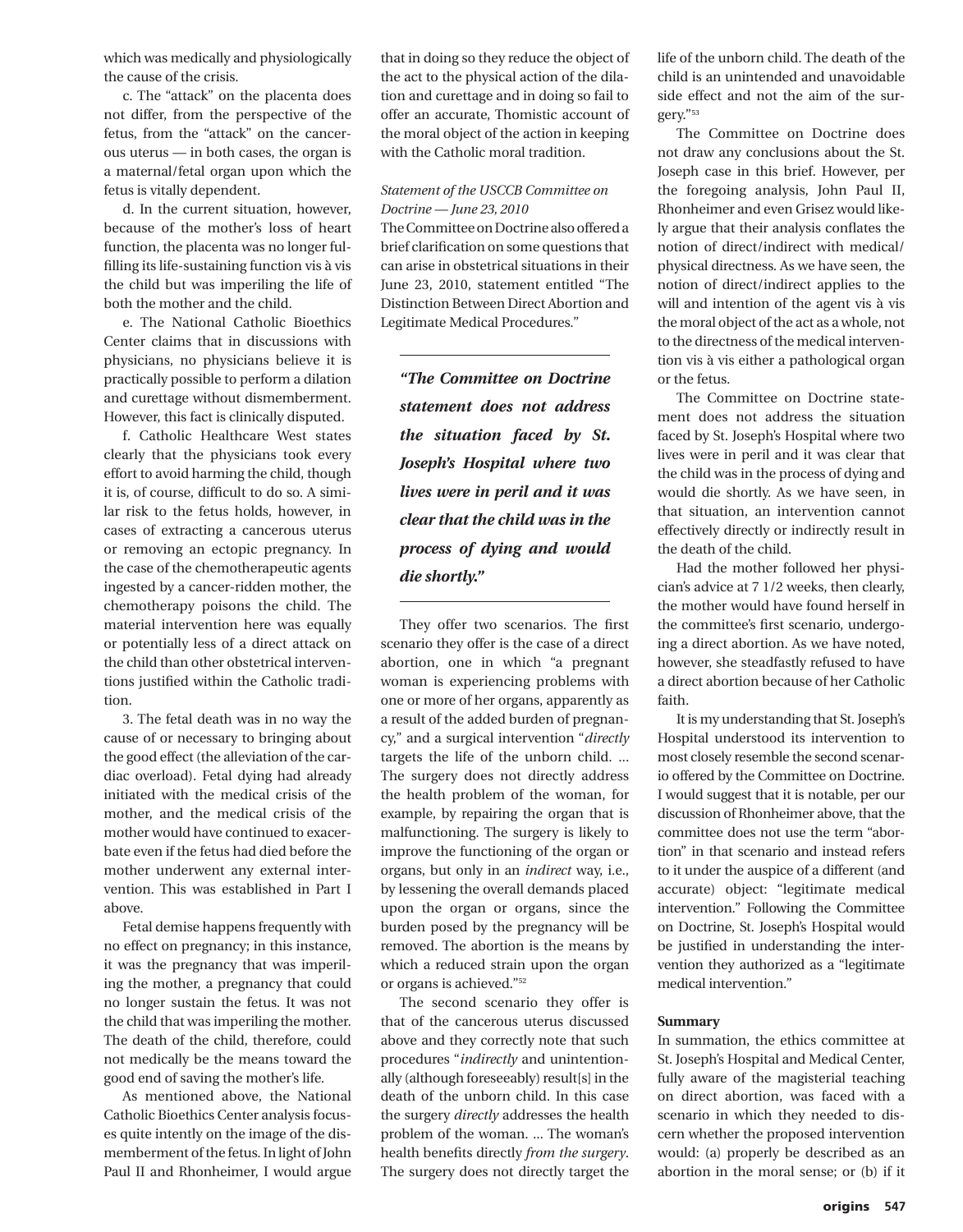which was medically and physiologically the cause of the crisis.

c. The "attack" on the placenta does not differ, from the perspective of the fetus, from the "attack" on the cancerous uterus — in both cases, the organ is a maternal/fetal organ upon which the fetus is vitally dependent.

d. In the current situation, however, because of the mother's loss of heart function, the placenta was no longer fulfilling its life-sustaining function vis à vis the child but was imperiling the life of both the mother and the child.

e. The National Catholic Bioethics Center claims that in discussions with physicians, no physicians believe it is practically possible to perform a dilation and curettage without dismemberment. However, this fact is clinically disputed.

f. Catholic Healthcare West states clearly that the physicians took every effort to avoid harming the child, though it is, of course, difficult to do so. A similar risk to the fetus holds, however, in cases of extracting a cancerous uterus or removing an ectopic pregnancy. In the case of the chemotherapeutic agents ingested by a cancer-ridden mother, the chemotherapy poisons the child. The material intervention here was equally or potentially less of a direct attack on the child than other obstetrical interventions justified within the Catholic tradition.

3. The fetal death was in no way the cause of or necessary to bringing about the good effect (the alleviation of the cardiac overload). Fetal dying had already initiated with the medical crisis of the mother, and the medical crisis of the mother would have continued to exacerbate even if the fetus had died before the mother underwent any external intervention. This was established in Part I above.

Fetal demise happens frequently with no effect on pregnancy; in this instance, it was the pregnancy that was imperiling the mother, a pregnancy that could no longer sustain the fetus. It was not the child that was imperiling the mother. The death of the child, therefore, could not medically be the means toward the good end of saving the mother's life.

As mentioned above, the National Catholic Bioethics Center analysis focuses quite intently on the image of the dismemberment of the fetus. In light of John Paul II and Rhonheimer, I would argue that in doing so they reduce the object of the act to the physical action of the dilation and curettage and in doing so fail to offer an accurate, Thomistic account of the moral object of the action in keeping with the Catholic moral tradition.

*Statement of the USCCB Committee on Doctrine — June 23, 2010*

The Committee on Doctrine also offered a brief clarification on some questions that can arise in obstetrical situations in their June 23, 2010, statement entitled "The Distinction Between Direct Abortion and Legitimate Medical Procedures."

> ***"The Committee on Doctrine statement does not address the situation faced by St. Joseph's Hospital where two lives were in peril and it was clear that the child was in the process of dying and would die shortly."***

They offer two scenarios. The first scenario they offer is the case of a direct abortion, one in which "a pregnant woman is experiencing problems with one or more of her organs, apparently as a result of the added burden of pregnancy," and a surgical intervention "*directly* targets the life of the unborn child. ... The surgery does not directly address the health problem of the woman, for example, by repairing the organ that is malfunctioning. The surgery is likely to improve the functioning of the organ or organs, but only in an *indirect* way, i.e., by lessening the overall demands placed upon the organ or organs, since the burden posed by the pregnancy will be removed. The abortion is the means by which a reduced strain upon the organ or organs is achieved."[52]

The second scenario they offer is that of the cancerous uterus discussed above and they correctly note that such procedures "*indirectly* and unintentionally (although foreseeably) result[s] in the death of the unborn child. In this case the surgery *directly* addresses the health problem of the woman. ... The woman's health benefits directly *from the surgery*. The surgery does not directly target the life of the unborn child. The death of the child is an unintended and unavoidable side effect and not the aim of the surgery."[53]

The Committee on Doctrine does not draw any conclusions about the St. Joseph case in this brief. However, per the foregoing analysis, John Paul II, Rhonheimer and even Grisez would likely argue that their analysis conflates the notion of direct/indirect with medical/physical directness. As we have seen, the notion of direct/indirect applies to the will and intention of the agent vis à vis the moral object of the act as a whole, not to the directness of the medical intervention vis à vis either a pathological organ or the fetus.

The Committee on Doctrine statement does not address the situation faced by St. Joseph's Hospital where two lives were in peril and it was clear that the child was in the process of dying and would die shortly. As we have seen, in that situation, an intervention cannot effectively directly or indirectly result in the death of the child.

Had the mother followed her physician's advice at 7 1/2 weeks, then clearly, the mother would have found herself in the committee's first scenario, undergoing a direct abortion. As we have noted, however, she steadfastly refused to have a direct abortion because of her Catholic faith.

It is my understanding that St. Joseph's Hospital understood its intervention to most closely resemble the second scenario offered by the Committee on Doctrine. I would suggest that it is notable, per our discussion of Rhonheimer above, that the committee does not use the term "abortion" in that scenario and instead refers to it under the auspice of a different (and accurate) object: "legitimate medical intervention." Following the Committee on Doctrine, St. Joseph's Hospital would be justified in understanding the intervention they authorized as a "legitimate medical intervention."

**Summary**

In summation, the ethics committee at St. Joseph's Hospital and Medical Center, fully aware of the magisterial teaching on direct abortion, was faced with a scenario in which they needed to discern whether the proposed intervention would: (a) properly be described as an abortion in the moral sense; or (b) if it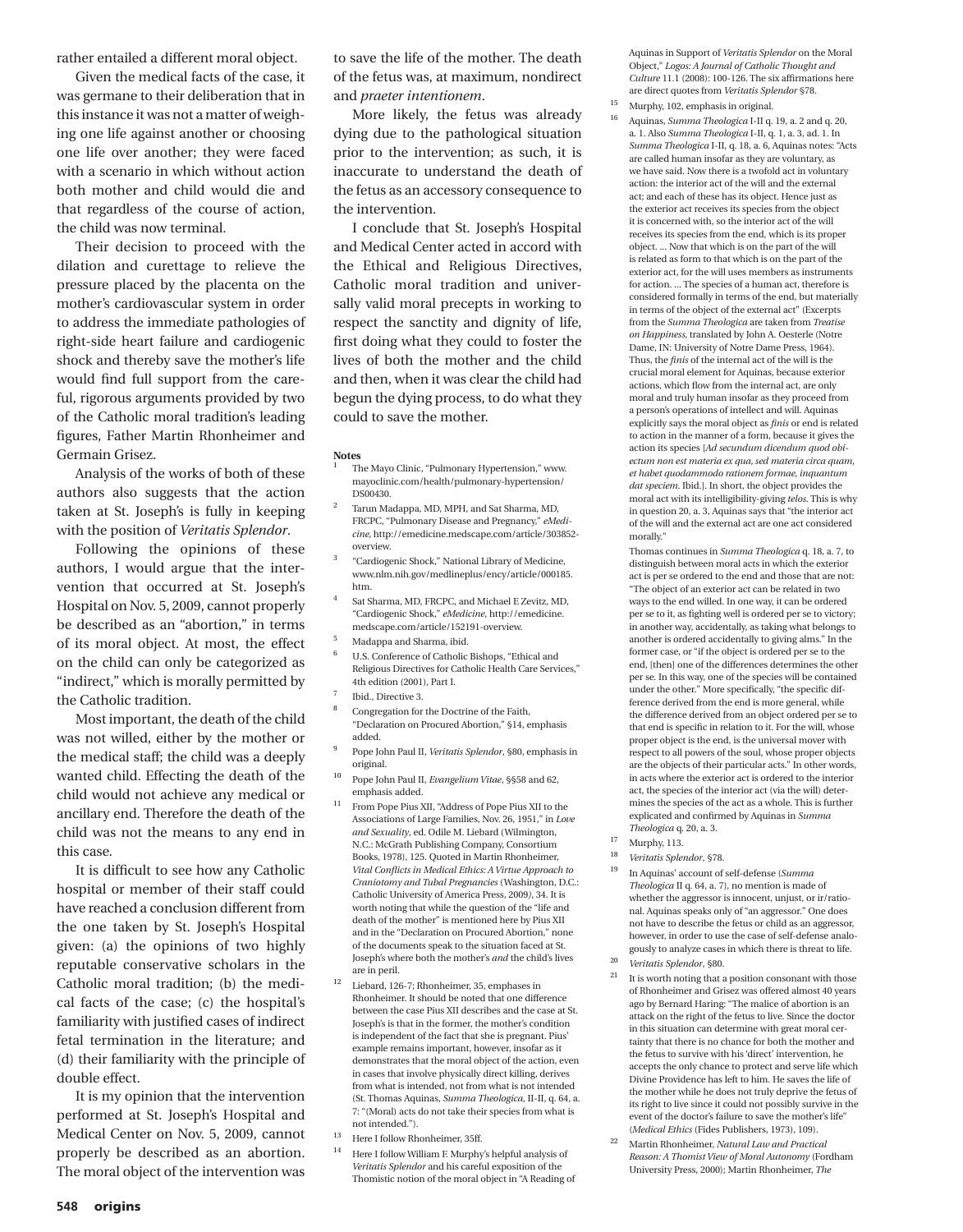rather entailed a different moral object.

Given the medical facts of the case, it was germane to their deliberation that in this instance it was not a matter of weighing one life against another or choosing one life over another; they were faced with a scenario in which without action both mother and child would die and that regardless of the course of action, the child was now terminal.

Their decision to proceed with the dilation and curettage to relieve the pressure placed by the placenta on the mother's cardiovascular system in order to address the immediate pathologies of right-side heart failure and cardiogenic shock and thereby save the mother's life would find full support from the careful, rigorous arguments provided by two of the Catholic moral tradition's leading figures, Father Martin Rhonheimer and Germain Grisez.

Analysis of the works of both of these authors also suggests that the action taken at St. Joseph's is fully in keeping with the position of *Veritatis Splendor*.

Following the opinions of these authors, I would argue that the intervention that occurred at St. Joseph's Hospital on Nov. 5, 2009, cannot properly be described as an "abortion," in terms of its moral object. At most, the effect on the child can only be categorized as "indirect," which is morally permitted by the Catholic tradition.

Most important, the death of the child was not willed, either by the mother or the medical staff; the child was a deeply wanted child. Effecting the death of the child would not achieve any medical or ancillary end. Therefore the death of the child was not the means to any end in this case.

It is difficult to see how any Catholic hospital or member of their staff could have reached a conclusion different from the one taken by St. Joseph's Hospital given: (a) the opinions of two highly reputable conservative scholars in the Catholic moral tradition; (b) the medical facts of the case; (c) the hospital's familiarity with justified cases of indirect fetal termination in the literature; and (d) their familiarity with the principle of double effect.

It is my opinion that the intervention performed at St. Joseph's Hospital and Medical Center on Nov. 5, 2009, cannot properly be described as an abortion. The moral object of the intervention was to save the life of the mother. The death of the fetus was, at maximum, nondirect and *praeter intentionem*.

More likely, the fetus was already dying due to the pathological situation prior to the intervention; as such, it is inaccurate to understand the death of the fetus as an accessory consequence to the intervention.

I conclude that St. Joseph's Hospital and Medical Center acted in accord with the Ethical and Religious Directives, Catholic moral tradition and universally valid moral precepts in working to respect the sanctity and dignity of life, first doing what they could to foster the lives of both the mother and the child and then, when it was clear the child had begun the dying process, to do what they could to save the mother.

**Notes**

1. The Mayo Clinic, "Pulmonary Hypertension," www.mayoclinic.com/health/pulmonary-hypertension/DS00430.
2. Tarun Madappa, MD, MPH, and Sat Sharma, MD, FRCPC, "Pulmonary Disease and Pregnancy," *eMedicine*, http://emedicine.medscape.com/article/303852-overview.
3. "Cardiogenic Shock," National Library of Medicine, www.nlm.nih.gov/medlineplus/ency/article/000185.htm.
4. Sat Sharma, MD, FRCPC, and Michael E Zevitz, MD, "Cardiogenic Shock," *eMedicine*, http://emedicine.medscape.com/article/152191-overview.
5. Madappa and Sharma, ibid.
6. U.S. Conference of Catholic Bishops, "Ethical and Religious Directives for Catholic Health Care Services," 4th edition (2001), Part I.
7. Ibid., Directive 3.
8. Congregation for the Doctrine of the Faith, "Declaration on Procured Abortion," §14, emphasis added.
9. Pope John Paul II, *Veritatis Splendor*, §80, emphasis in original.
10. Pope John Paul II, *Evangelium Vitae*, §§58 and 62, emphasis added.
11. From Pope Pius XII, "Address of Pope Pius XII to the Associations of Large Families, Nov. 26, 1951," in *Love and Sexuality*, ed. Odile M. Liebard (Wilmington, N.C.: McGrath Publishing Company, Consortium Books, 1978), 125. Quoted in Martin Rhonheimer, *Vital Conflicts in Medical Ethics: A Virtue Approach to Craniotomy and Tubal Pregnancies* (Washington, D.C.: Catholic University of America Press, 2009), 34. It is worth noting that while the question of the "life and death of the mother" is mentioned here by Pius XII and in the "Declaration on Procured Abortion," none of the documents speak to the situation faced at St. Joseph's where both the mother's *and* the child's lives are in peril.
12. Liebard, 126-7; Rhonheimer, 35, emphases in Rhonheimer. It should be noted that one difference between the case Pius XII describes and the case at St. Joseph's is that in the former, the mother's condition is independent of the fact that she is pregnant. Pius' example remains important, however, insofar as it demonstrates that the moral object of the action, even in cases that involve physically direct killing, derives from what is intended, not from what is not intended (St. Thomas Aquinas, *Summa Theologica*, II-II, q. 64, a. 7: "(Moral) acts do not take their species from what is not intended.").
13. Here I follow Rhonheimer, 35ff.
14. Here I follow William F. Murphy's helpful analysis of *Veritatis Splendor* and his careful exposition of the Thomistic notion of the moral object in "A Reading of Aquinas in Support of *Veritatis Splendor* on the Moral Object," *Logos: A Journal of Catholic Thought and Culture* 11.1 (2008): 100-126. The six affirmations here are direct quotes from *Veritatis Splendor* §78.
15. Murphy, 102, emphasis in original.
16. Aquinas, *Summa Theologica* I-II q. 19, a. 2 and q. 20, a. 1. Also *Summa Theologica* I-II, q. 1, a. 3, ad. 1. In *Summa Theologica* I-II, q. 18, a. 6, Aquinas notes: "Acts are called human insofar as they are voluntary, as we have said. Now there is a twofold act in voluntary action: the interior act of the will and the external act; and each of these has its object. Hence just as the exterior act receives its species from the object it is concerned with, so the interior act of the will receives its species from the end, which is its proper object. ... Now that which is on the part of the will is related as form to that which is on the part of the exterior act, for the will uses members as instruments for action. ... The species of a human act, therefore is considered formally in terms of the end, but materially in terms of the object of the external act" (Excerpts from the *Summa Theologica* are taken from *Treatise on Happiness*, translated by John A. Oesterle (Notre Dame, IN: University of Notre Dame Press, 1964). Thus, the *finis* of the internal act of the will is the crucial moral element for Aquinas, because exterior actions, which flow from the internal act, are only moral and truly human insofar as they proceed from a person's operations of intellect and will. Aquinas explicitly says the moral object as *finis* or end is related to action in the manner of a form, because it gives the action its species [*Ad secundum dicendum quod obiectum non est materia ex qua, sed materia circa quam, et habet quodammodo rationem formae, inquantum dat speciem*. Ibid.]. In short, the object provides the moral act with its intelligibility-giving *telos*. This is why in question 20, a. 3, Aquinas says that "the interior act of the will and the external act are one act considered morally."

    Thomas continues in *Summa Theologica* q. 18, a. 7, to distinguish between moral acts in which the exterior act is per se ordered to the end and those that are not: "The object of an exterior act can be related in two ways to the end willed. In one way, it can be ordered per se to it, as fighting well is ordered per se to victory; in another way, accidentally, as taking what belongs to another is ordered accidentally to giving alms." In the former case, or "if the object is ordered per se to the end, [then] one of the differences determines the other per se. In this way, one of the species will be contained under the other." More specifically, "the specific difference derived from the end is more general, while the difference derived from an object ordered per se to that end is specific in relation to it. For the will, whose proper object is the end, is the universal mover with respect to all powers of the soul, whose proper objects are the objects of their particular acts." In other words, in acts where the exterior act is ordered to the interior act, the species of the interior act (via the will) determines the species of the act as a whole. This is further explicated and confirmed by Aquinas in *Summa Theologica* q. 20, a. 3.
17. Murphy, 113.
18. *Veritatis Splendor*, §78.
19. In Aquinas' account of self-defense (*Summa Theologica* II q. 64, a. 7), no mention is made of whether the aggressor is innocent, unjust, or ir/rational. Aquinas speaks only of "an aggressor." One does not have to describe the fetus or child as an aggressor, however, in order to use the case of self-defense analogously to analyze cases in which there is threat to life.
20. *Veritatis Splendor*, §80.
21. It is worth noting that a position consonant with those of Rhonheimer and Grisez was offered almost 40 years ago by Bernard Haring: "The malice of abortion is an attack on the right of the fetus to live. Since the doctor in this situation can determine with great moral certainty that there is no chance for both the mother and the fetus to survive with his 'direct' intervention, he accepts the only chance to protect and serve life which Divine Providence has left to him. He saves the life of the mother while he does not truly deprive the fetus of its right to live since it could not possibly survive in the event of the doctor's failure to save the mother's life" (*Medical Ethics* (Fides Publishers, 1973), 109).
22. Martin Rhonheimer, *Natural Law and Practical Reason: A Thomist View of Moral Autonomy* (Fordham University Press, 2000); Martin Rhonheimer, *The*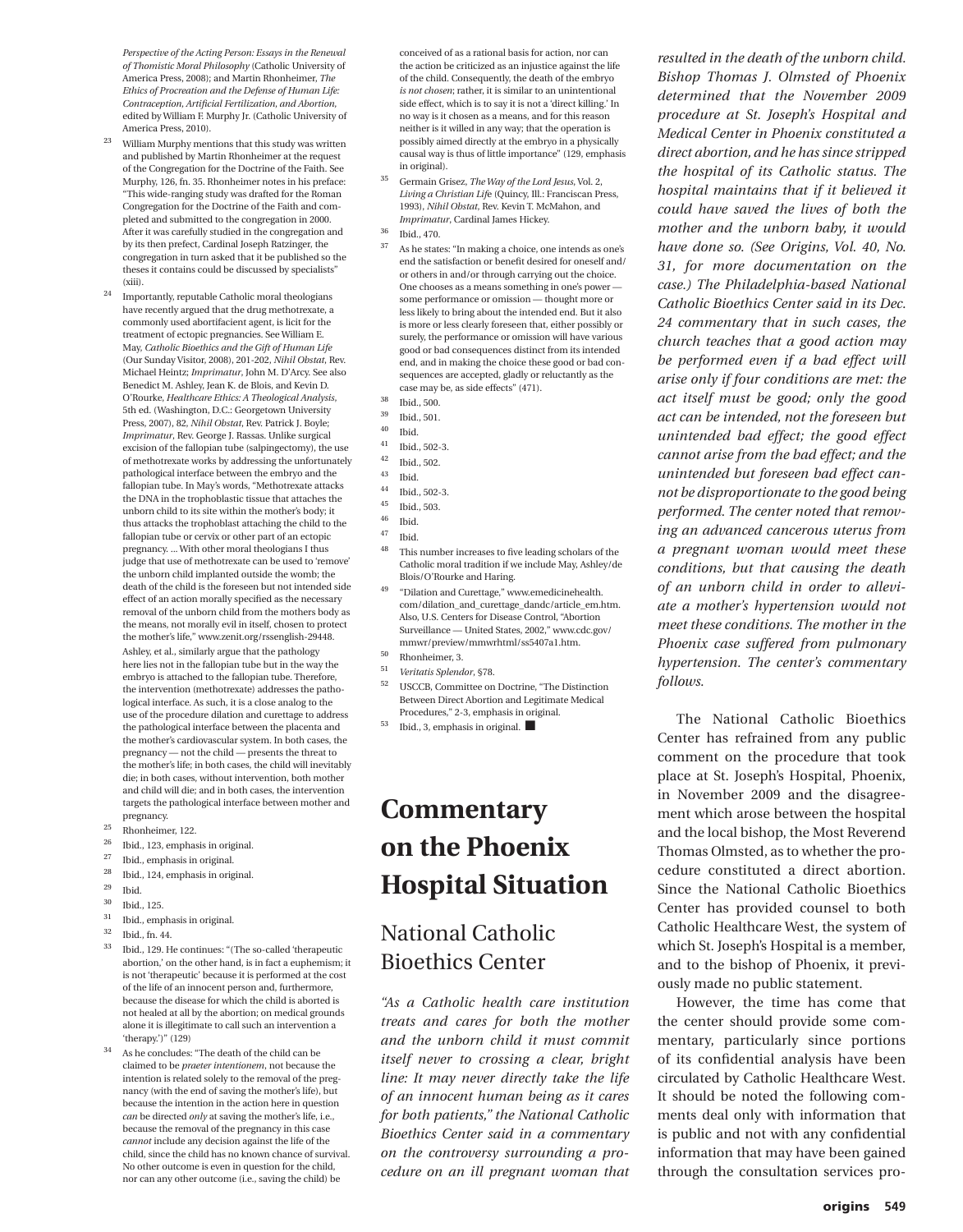*Perspective of the Acting Person: Essays in the Renewal of Thomistic Moral Philosophy* (Catholic University of America Press, 2008); and Martin Rhonheimer, *The Ethics of Procreation and the Defense of Human Life: Contraception, Artificial Fertilization, and Abortion*, edited by William F. Murphy Jr. (Catholic University of America Press, 2010).

[23] William Murphy mentions that this study was written and published by Martin Rhonheimer at the request of the Congregation for the Doctrine of the Faith. See Murphy, 126, fn. 35. Rhonheimer notes in his preface: "This wide-ranging study was drafted for the Roman Congregation for the Doctrine of the Faith and completed and submitted to the congregation in 2000. After it was carefully studied in the congregation and by its then prefect, Cardinal Joseph Ratzinger, the congregation in turn asked that it be published so the theses it contains could be discussed by specialists" (xiii).

[24] Importantly, reputable Catholic moral theologians have recently argued that the drug methotrexate, a commonly used abortifacient agent, is licit for the treatment of ectopic pregnancies. See William E. May, *Catholic Bioethics and the Gift of Human Life* (Our Sunday Visitor, 2008), 201-202, *Nihil Obstat*, Rev. Michael Heintz; *Imprimatur*, John M. D'Arcy. See also Benedict M. Ashley, Jean K. de Blois, and Kevin D. O'Rourke, *Healthcare Ethics: A Theological Analysis*, 5th ed. (Washington, D.C.: Georgetown University Press, 2007), 82, *Nihil Obstat*, Rev. Patrick J. Boyle; *Imprimatur*, Rev. George J. Rassas. Unlike surgical excision of the fallopian tube (salpingectomy), the use of methotrexate works by addressing the unfortunately pathological interface between the embryo and the fallopian tube. In May's words, "Methotrexate attacks the DNA in the trophoblastic tissue that attaches the unborn child to its site within the mother's body; it thus attacks the trophoblast attaching the child to the fallopian tube or cervix or other part of an ectopic pregnancy. ... With other moral theologians I thus judge that use of methotrexate can be used to 'remove' the unborn child implanted outside the womb; the death of the child is the foreseen but not intended side effect of an action morally specified as the necessary removal of the unborn child from the mothers body as the means, not morally evil in itself, chosen to protect the mother's life," www.zenit.org/rssenglish-29448.
Ashley, et al., similarly argue that the pathology here lies not in the fallopian tube but in the way the embryo is attached to the fallopian tube. Therefore, the intervention (methotrexate) addresses the pathological interface. As such, it is a close analog to the use of the procedure dilation and curettage to address the pathological interface between the placenta and the mother's cardiovascular system. In both cases, the pregnancy — not the child — presents the threat to the mother's life; in both cases, the child will inevitably die; in both cases, without intervention, both mother and child will die; and in both cases, the intervention targets the pathological interface between mother and pregnancy.

[25] Rhonheimer, 122.

[26] Ibid., 123, emphasis in original.

[27] Ibid., emphasis in original.

[28] Ibid., 124, emphasis in original.

[29] Ibid.

[30] Ibid., 125.

[31] Ibid., emphasis in original.

[32] Ibid., fn. 44.

[33] Ibid., 129. He continues: "(The so-called 'therapeutic abortion,' on the other hand, is in fact a euphemism; it is not 'therapeutic' because it is performed at the cost of the life of an innocent person and, furthermore, because the disease for which the child is aborted is not healed at all by the abortion; on medical grounds alone it is illegitimate to call such an intervention a 'therapy.')" (129)

[34] As he concludes: "The death of the child can be claimed to be *praeter intentionem*, not because the intention is related solely to the removal of the pregnancy (with the end of saving the mother's life), but because the intention in the action here in question *can* be directed *only* at saving the mother's life, i.e., because the removal of the pregnancy in this case *cannot* include any decision against the life of the child, since the child has no known chance of survival. No other outcome is even in question for the child, nor can any other outcome (i.e., saving the child) be conceived of as a rational basis for action, nor can the action be criticized as an injustice against the life of the child. Consequently, the death of the embryo *is not chosen*; rather, it is similar to an unintentional side effect, which is to say it is not a 'direct killing.' In no way is it chosen as a means, and for this reason neither is it willed in any way; that the operation is possibly aimed directly at the embryo in a physically causal way is thus of little importance" (129, emphasis in original).

[35] Germain Grisez, *The Way of the Lord Jesus*, Vol. 2, *Living a Christian Life* (Quincy, Ill.: Franciscan Press, 1993), *Nihil Obstat*, Rev. Kevin T. McMahon, and *Imprimatur*, Cardinal James Hickey.

[36] Ibid., 470.

[37] As he states: "In making a choice, one intends as one's end the satisfaction or benefit desired for oneself and/or others in and/or through carrying out the choice. One chooses as a means something in one's power — some performance or omission — thought more or less likely to bring about the intended end. But it also is more or less clearly foreseen that, either possibly or surely, the performance or omission will have various good or bad consequences distinct from its intended end, and in making the choice these good or bad consequences are accepted, gladly or reluctantly as the case may be, as side effects" (471).

[38] Ibid., 500.

[39] Ibid., 501.

[40] Ibid.

[41] Ibid., 502-3.

[42] Ibid., 502.

[43] Ibid.

[44] Ibid., 502-3.

[45] Ibid., 503.

[46] Ibid.

[47] Ibid.

[48] This number increases to five leading scholars of the Catholic moral tradition if we include May, Ashley/de Blois/O'Rourke and Haring.

[49] "Dilation and Curettage," www.emedicinehealth.com/dilation_and_curettage_dandc/article_em.htm. Also, U.S. Centers for Disease Control, "Abortion Surveillance — United States, 2002," www.cdc.gov/mmwr/preview/mmwrhtml/ss5407a1.htm.

[50] Rhonheimer, 3.

[51] *Veritatis Splendor*, §78.

[52] USCCB, Committee on Doctrine, "The Distinction Between Direct Abortion and Legitimate Medical Procedures," 2-3, emphasis in original.

[53] Ibid., 3, emphasis in original. ■

# Commentary on the Phoenix Hospital Situation

## National Catholic Bioethics Center

*"As a Catholic health care institution treats and cares for both the mother and the unborn child it must commit itself never to crossing a clear, bright line: It may never directly take the life of an innocent human being as it cares for both patients," the National Catholic Bioethics Center said in a commentary on the controversy surrounding a procedure on an ill pregnant woman that resulted in the death of the unborn child. Bishop Thomas J. Olmsted of Phoenix determined that the November 2009 procedure at St. Joseph's Hospital and Medical Center in Phoenix constituted a direct abortion, and he has since stripped the hospital of its Catholic status. The hospital maintains that if it believed it could have saved the lives of both the mother and the unborn baby, it would have done so. (See Origins, Vol. 40, No. 31, for more documentation on the case.) The Philadelphia-based National Catholic Bioethics Center said in its Dec. 24 commentary that in such cases, the church teaches that a good action may be performed even if a bad effect will arise only if four conditions are met: the act itself must be good; only the good act can be intended, not the foreseen but unintended bad effect; the good effect cannot arise from the bad effect; and the unintended but foreseen bad effect cannot be disproportionate to the good being performed. The center noted that removing an advanced cancerous uterus from a pregnant woman would meet these conditions, but that causing the death of an unborn child in order to alleviate a mother's hypertension would not meet these conditions. The mother in the Phoenix case suffered from pulmonary hypertension. The center's commentary follows.*

The National Catholic Bioethics Center has refrained from any public comment on the procedure that took place at St. Joseph's Hospital, Phoenix, in November 2009 and the disagreement which arose between the hospital and the local bishop, the Most Reverend Thomas Olmsted, as to whether the procedure constituted a direct abortion. Since the National Catholic Bioethics Center has provided counsel to both Catholic Healthcare West, the system of which St. Joseph's Hospital is a member, and to the bishop of Phoenix, it previously made no public statement.

However, the time has come that the center should provide some commentary, particularly since portions of its confidential analysis have been circulated by Catholic Healthcare West. It should be noted the following comments deal only with information that is public and not with any confidential information that may have been gained through the consultation services pro-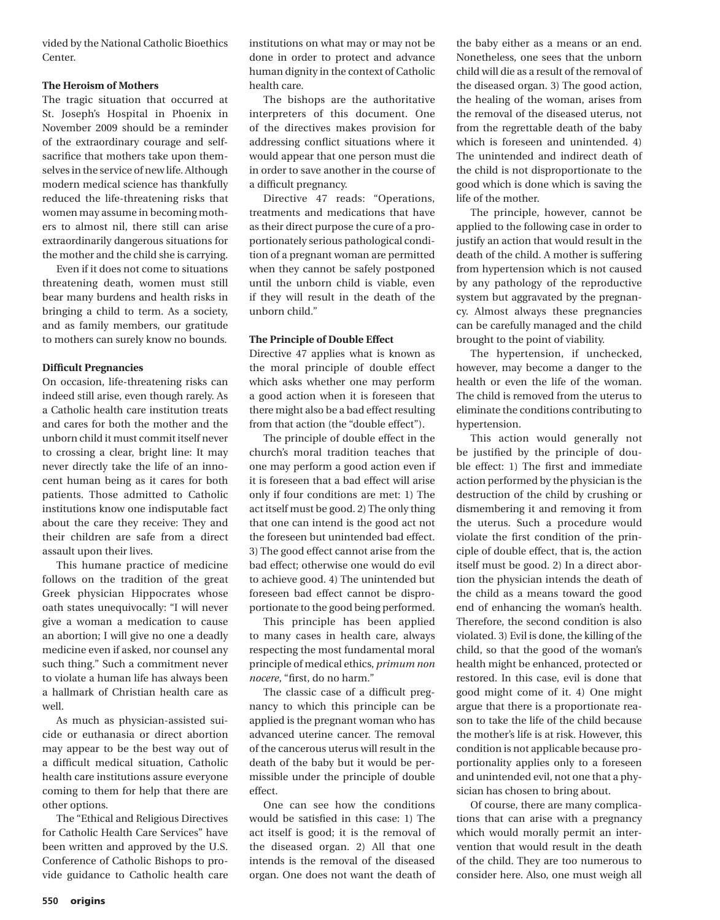vided by the National Catholic Bioethics Center.

**The Heroism of Mothers**

The tragic situation that occurred at St. Joseph's Hospital in Phoenix in November 2009 should be a reminder of the extraordinary courage and self-sacrifice that mothers take upon themselves in the service of new life. Although modern medical science has thankfully reduced the life-threatening risks that women may assume in becoming mothers to almost nil, there still can arise extraordinarily dangerous situations for the mother and the child she is carrying.

Even if it does not come to situations threatening death, women must still bear many burdens and health risks in bringing a child to term. As a society, and as family members, our gratitude to mothers can surely know no bounds.

**Difficult Pregnancies**

On occasion, life-threatening risks can indeed still arise, even though rarely. As a Catholic health care institution treats and cares for both the mother and the unborn child it must commit itself never to crossing a clear, bright line: It may never directly take the life of an innocent human being as it cares for both patients. Those admitted to Catholic institutions know one indisputable fact about the care they receive: They and their children are safe from a direct assault upon their lives.

This humane practice of medicine follows on the tradition of the great Greek physician Hippocrates whose oath states unequivocally: "I will never give a woman a medication to cause an abortion; I will give no one a deadly medicine even if asked, nor counsel any such thing." Such a commitment never to violate a human life has always been a hallmark of Christian health care as well.

As much as physician-assisted suicide or euthanasia or direct abortion may appear to be the best way out of a difficult medical situation, Catholic health care institutions assure everyone coming to them for help that there are other options.

The "Ethical and Religious Directives for Catholic Health Care Services" have been written and approved by the U.S. Conference of Catholic Bishops to provide guidance to Catholic health care institutions on what may or may not be done in order to protect and advance human dignity in the context of Catholic health care.

The bishops are the authoritative interpreters of this document. One of the directives makes provision for addressing conflict situations where it would appear that one person must die in order to save another in the course of a difficult pregnancy.

Directive 47 reads: "Operations, treatments and medications that have as their direct purpose the cure of a proportionately serious pathological condition of a pregnant woman are permitted when they cannot be safely postponed until the unborn child is viable, even if they will result in the death of the unborn child."

**The Principle of Double Effect**

Directive 47 applies what is known as the moral principle of double effect which asks whether one may perform a good action when it is foreseen that there might also be a bad effect resulting from that action (the "double effect").

The principle of double effect in the church's moral tradition teaches that one may perform a good action even if it is foreseen that a bad effect will arise only if four conditions are met: 1) The act itself must be good. 2) The only thing that one can intend is the good act not the foreseen but unintended bad effect. 3) The good effect cannot arise from the bad effect; otherwise one would do evil to achieve good. 4) The unintended but foreseen bad effect cannot be disproportionate to the good being performed.

This principle has been applied to many cases in health care, always respecting the most fundamental moral principle of medical ethics, *primum non nocere*, "first, do no harm."

The classic case of a difficult pregnancy to which this principle can be applied is the pregnant woman who has advanced uterine cancer. The removal of the cancerous uterus will result in the death of the baby but it would be permissible under the principle of double effect.

One can see how the conditions would be satisfied in this case: 1) The act itself is good; it is the removal of the diseased organ. 2) All that one intends is the removal of the diseased organ. One does not want the death of the baby either as a means or an end. Nonetheless, one sees that the unborn child will die as a result of the removal of the diseased organ. 3) The good action, the healing of the woman, arises from the removal of the diseased uterus, not from the regrettable death of the baby which is foreseen and unintended. 4) The unintended and indirect death of the child is not disproportionate to the good which is done which is saving the life of the mother.

The principle, however, cannot be applied to the following case in order to justify an action that would result in the death of the child. A mother is suffering from hypertension which is not caused by any pathology of the reproductive system but aggravated by the pregnancy. Almost always these pregnancies can be carefully managed and the child brought to the point of viability.

The hypertension, if unchecked, however, may become a danger to the health or even the life of the woman. The child is removed from the uterus to eliminate the conditions contributing to hypertension.

This action would generally not be justified by the principle of double effect: 1) The first and immediate action performed by the physician is the destruction of the child by crushing or dismembering it and removing it from the uterus. Such a procedure would violate the first condition of the principle of double effect, that is, the action itself must be good. 2) In a direct abortion the physician intends the death of the child as a means toward the good end of enhancing the woman's health. Therefore, the second condition is also violated. 3) Evil is done, the killing of the child, so that the good of the woman's health might be enhanced, protected or restored. In this case, evil is done that good might come of it. 4) One might argue that there is a proportionate reason to take the life of the child because the mother's life is at risk. However, this condition is not applicable because proportionality applies only to a foreseen and unintended evil, not one that a physician has chosen to bring about.

Of course, there are many complications that can arise with a pregnancy which would morally permit an intervention that would result in the death of the child. They are too numerous to consider here. Also, one must weigh all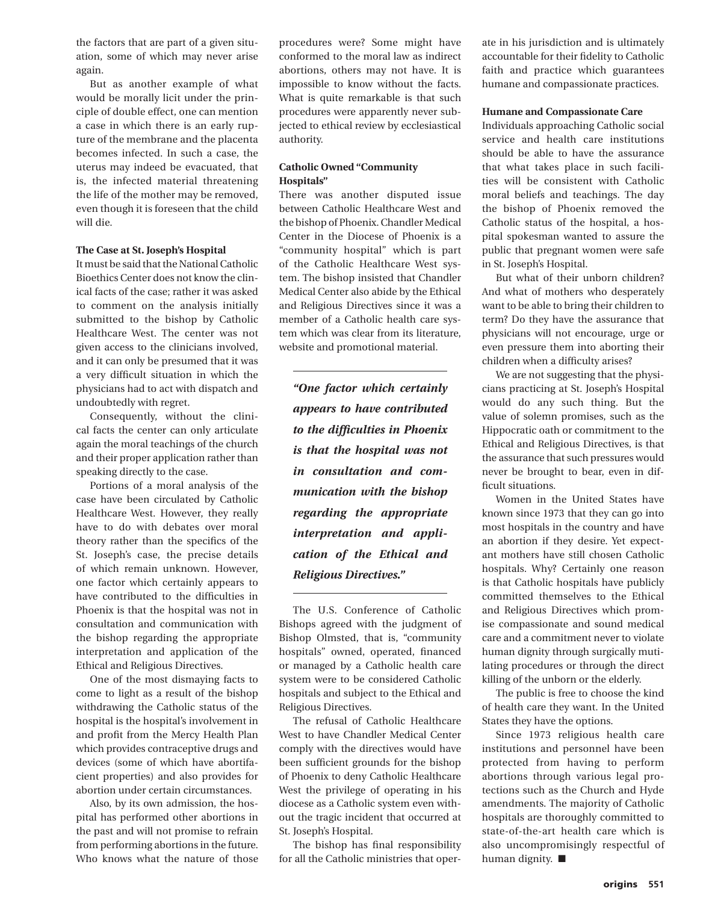the factors that are part of a given situation, some of which may never arise again.

But as another example of what would be morally licit under the principle of double effect, one can mention a case in which there is an early rupture of the membrane and the placenta becomes infected. In such a case, the uterus may indeed be evacuated, that is, the infected material threatening the life of the mother may be removed, even though it is foreseen that the child will die.

**The Case at St. Joseph's Hospital**

It must be said that the National Catholic Bioethics Center does not know the clinical facts of the case; rather it was asked to comment on the analysis initially submitted to the bishop by Catholic Healthcare West. The center was not given access to the clinicians involved, and it can only be presumed that it was a very difficult situation in which the physicians had to act with dispatch and undoubtedly with regret.

Consequently, without the clinical facts the center can only articulate again the moral teachings of the church and their proper application rather than speaking directly to the case.

Portions of a moral analysis of the case have been circulated by Catholic Healthcare West. However, they really have to do with debates over moral theory rather than the specifics of the St. Joseph's case, the precise details of which remain unknown. However, one factor which certainly appears to have contributed to the difficulties in Phoenix is that the hospital was not in consultation and communication with the bishop regarding the appropriate interpretation and application of the Ethical and Religious Directives.

One of the most dismaying facts to come to light as a result of the bishop withdrawing the Catholic status of the hospital is the hospital's involvement in and profit from the Mercy Health Plan which provides contraceptive drugs and devices (some of which have abortifacient properties) and also provides for abortion under certain circumstances.

Also, by its own admission, the hospital has performed other abortions in the past and will not promise to refrain from performing abortions in the future. Who knows what the nature of those procedures were? Some might have conformed to the moral law as indirect abortions, others may not have. It is impossible to know without the facts. What is quite remarkable is that such procedures were apparently never subjected to ethical review by ecclesiastical authority.

**Catholic Owned "Community Hospitals"**

There was another disputed issue between Catholic Healthcare West and the bishop of Phoenix. Chandler Medical Center in the Diocese of Phoenix is a "community hospital" which is part of the Catholic Healthcare West system. The bishop insisted that Chandler Medical Center also abide by the Ethical and Religious Directives since it was a member of a Catholic health care system which was clear from its literature, website and promotional material.

> ***"One factor which certainly appears to have contributed to the difficulties in Phoenix is that the hospital was not in consultation and communication with the bishop regarding the appropriate interpretation and application of the Ethical and Religious Directives."***

The U.S. Conference of Catholic Bishops agreed with the judgment of Bishop Olmsted, that is, "community hospitals" owned, operated, financed or managed by a Catholic health care system were to be considered Catholic hospitals and subject to the Ethical and Religious Directives.

The refusal of Catholic Healthcare West to have Chandler Medical Center comply with the directives would have been sufficient grounds for the bishop of Phoenix to deny Catholic Healthcare West the privilege of operating in his diocese as a Catholic system even without the tragic incident that occurred at St. Joseph's Hospital.

The bishop has final responsibility for all the Catholic ministries that operate in his jurisdiction and is ultimately accountable for their fidelity to Catholic faith and practice which guarantees humane and compassionate practices.

**Humane and Compassionate Care**

Individuals approaching Catholic social service and health care institutions should be able to have the assurance that what takes place in such facilities will be consistent with Catholic moral beliefs and teachings. The day the bishop of Phoenix removed the Catholic status of the hospital, a hospital spokesman wanted to assure the public that pregnant women were safe in St. Joseph's Hospital.

But what of their unborn children? And what of mothers who desperately want to be able to bring their children to term? Do they have the assurance that physicians will not encourage, urge or even pressure them into aborting their children when a difficulty arises?

We are not suggesting that the physicians practicing at St. Joseph's Hospital would do any such thing. But the value of solemn promises, such as the Hippocratic oath or commitment to the Ethical and Religious Directives, is that the assurance that such pressures would never be brought to bear, even in difficult situations.

Women in the United States have known since 1973 that they can go into most hospitals in the country and have an abortion if they desire. Yet expectant mothers have still chosen Catholic hospitals. Why? Certainly one reason is that Catholic hospitals have publicly committed themselves to the Ethical and Religious Directives which promise compassionate and sound medical care and a commitment never to violate human dignity through surgically mutilating procedures or through the direct killing of the unborn or the elderly.

The public is free to choose the kind of health care they want. In the United States they have the options.

Since 1973 religious health care institutions and personnel have been protected from having to perform abortions through various legal protections such as the Church and Hyde amendments. The majority of Catholic hospitals are thoroughly committed to state-of-the-art health care which is also uncompromisingly respectful of human dignity. ■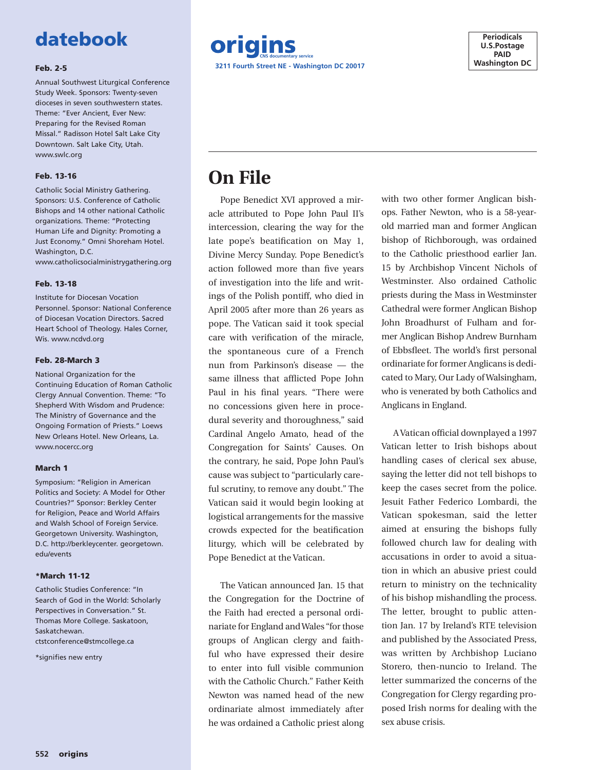# datebook

**Feb. 2-5**

Annual Southwest Liturgical Conference Study Week. Sponsors: Twenty-seven dioceses in seven southwestern states. Theme: "Ever Ancient, Ever New: Preparing for the Revised Roman Missal." Radisson Hotel Salt Lake City Downtown. Salt Lake City, Utah. www.swlc.org

**Feb. 13-16**

Catholic Social Ministry Gathering. Sponsors: U.S. Conference of Catholic Bishops and 14 other national Catholic organizations. Theme: "Protecting Human Life and Dignity: Promoting a Just Economy." Omni Shoreham Hotel. Washington, D.C. www.catholicsocialministrygathering.org

**Feb. 13-18**

Institute for Diocesan Vocation Personnel. Sponsor: National Conference of Diocesan Vocation Directors. Sacred Heart School of Theology. Hales Corner, Wis. www.ncdvd.org

**Feb. 28-March 3**

National Organization for the Continuing Education of Roman Catholic Clergy Annual Convention. Theme: "To Shepherd With Wisdom and Prudence: The Ministry of Governance and the Ongoing Formation of Priests." Loews New Orleans Hotel. New Orleans, La. www.nocercc.org

**March 1**

Symposium: "Religion in American Politics and Society: A Model for Other Countries?" Sponsor: Berkley Center for Religion, Peace and World Affairs and Walsh School of Foreign Service. Georgetown University. Washington, D.C. http://berkleycenter. georgetown. edu/events

**\*March 11-12**

Catholic Studies Conference: "In Search of God in the World: Scholarly Perspectives in Conversation." St. Thomas More College. Saskatoon, Saskatchewan. ctstconference@stmcollege.ca

*signifies new entry

origins CNS documentary service
3211 Fourth Street NE - Washington DC 20017

Periodicals U.S.Postage PAID Washington DC

# On File

Pope Benedict XVI approved a miracle attributed to Pope John Paul II's intercession, clearing the way for the late pope's beatification on May 1, Divine Mercy Sunday. Pope Benedict's action followed more than five years of investigation into the life and writings of the Polish pontiff, who died in April 2005 after more than 26 years as pope. The Vatican said it took special care with verification of the miracle, the spontaneous cure of a French nun from Parkinson's disease — the same illness that afflicted Pope John Paul in his final years. "There were no concessions given here in procedural severity and thoroughness," said Cardinal Angelo Amato, head of the Congregation for Saints' Causes. On the contrary, he said, Pope John Paul's cause was subject to "particularly careful scrutiny, to remove any doubt." The Vatican said it would begin looking at logistical arrangements for the massive crowds expected for the beatification liturgy, which will be celebrated by Pope Benedict at the Vatican.

The Vatican announced Jan. 15 that the Congregation for the Doctrine of the Faith had erected a personal ordinariate for England and Wales "for those groups of Anglican clergy and faithful who have expressed their desire to enter into full visible communion with the Catholic Church." Father Keith Newton was named head of the new ordinariate almost immediately after he was ordained a Catholic priest along with two other former Anglican bishops. Father Newton, who is a 58-year-old married man and former Anglican bishop of Richborough, was ordained to the Catholic priesthood earlier Jan. 15 by Archbishop Vincent Nichols of Westminster. Also ordained Catholic priests during the Mass in Westminster Cathedral were former Anglican Bishop John Broadhurst of Fulham and former Anglican Bishop Andrew Burnham of Ebbsfleet. The world's first personal ordinariate for former Anglicans is dedicated to Mary, Our Lady of Walsingham, who is venerated by both Catholics and Anglicans in England.

A Vatican official downplayed a 1997 Vatican letter to Irish bishops about handling cases of clerical sex abuse, saying the letter did not tell bishops to keep the cases secret from the police. Jesuit Father Federico Lombardi, the Vatican spokesman, said the letter aimed at ensuring the bishops fully followed church law for dealing with accusations in order to avoid a situation in which an abusive priest could return to ministry on the technicality of his bishop mishandling the process. The letter, brought to public attention Jan. 17 by Ireland's RTE television and published by the Associated Press, was written by Archbishop Luciano Storero, then-nuncio to Ireland. The letter summarized the concerns of the Congregation for Clergy regarding proposed Irish norms for dealing with the sex abuse crisis.